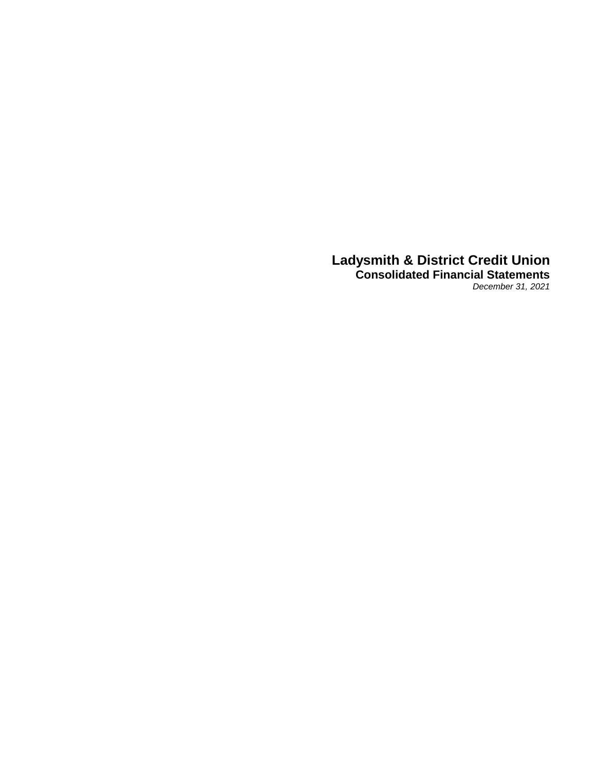# Ladysmith & District Credit Union

## Consolidated Financial Statements

*December 31, 2021*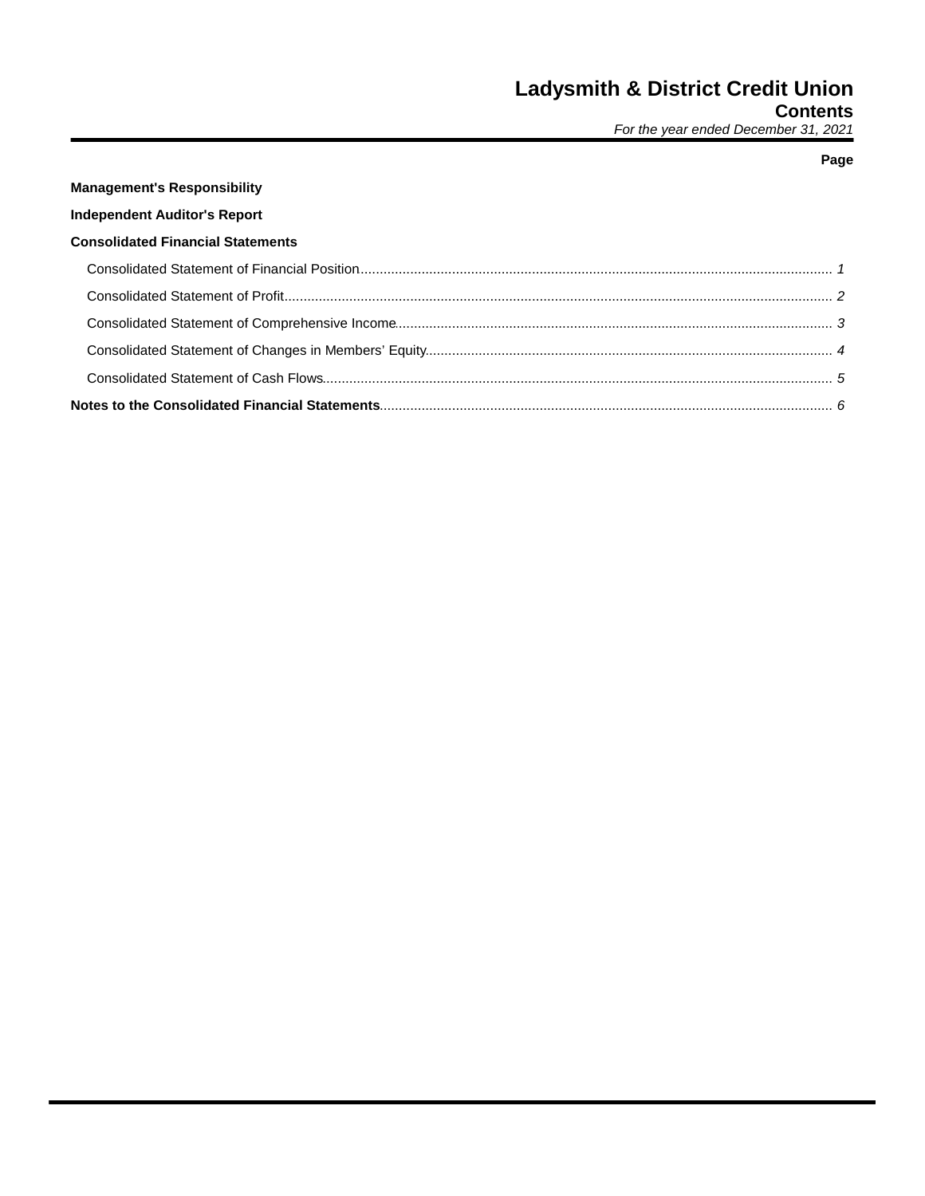# Ladysmith & District Credit Union
## Contents
*For the year ended December 31, 2021*

| | Page |
|---|---|
| **Management's Responsibility** | |
| **Independent Auditor's Report** | |
| **Consolidated Financial Statements** | |
| Consolidated Statement of Financial Position | 1 |
| Consolidated Statement of Profit | 2 |
| Consolidated Statement of Comprehensive Income | 3 |
| Consolidated Statement of Changes in Members' Equity | 4 |
| Consolidated Statement of Cash Flows | 5 |
| **Notes to the Consolidated Financial Statements** | 6 |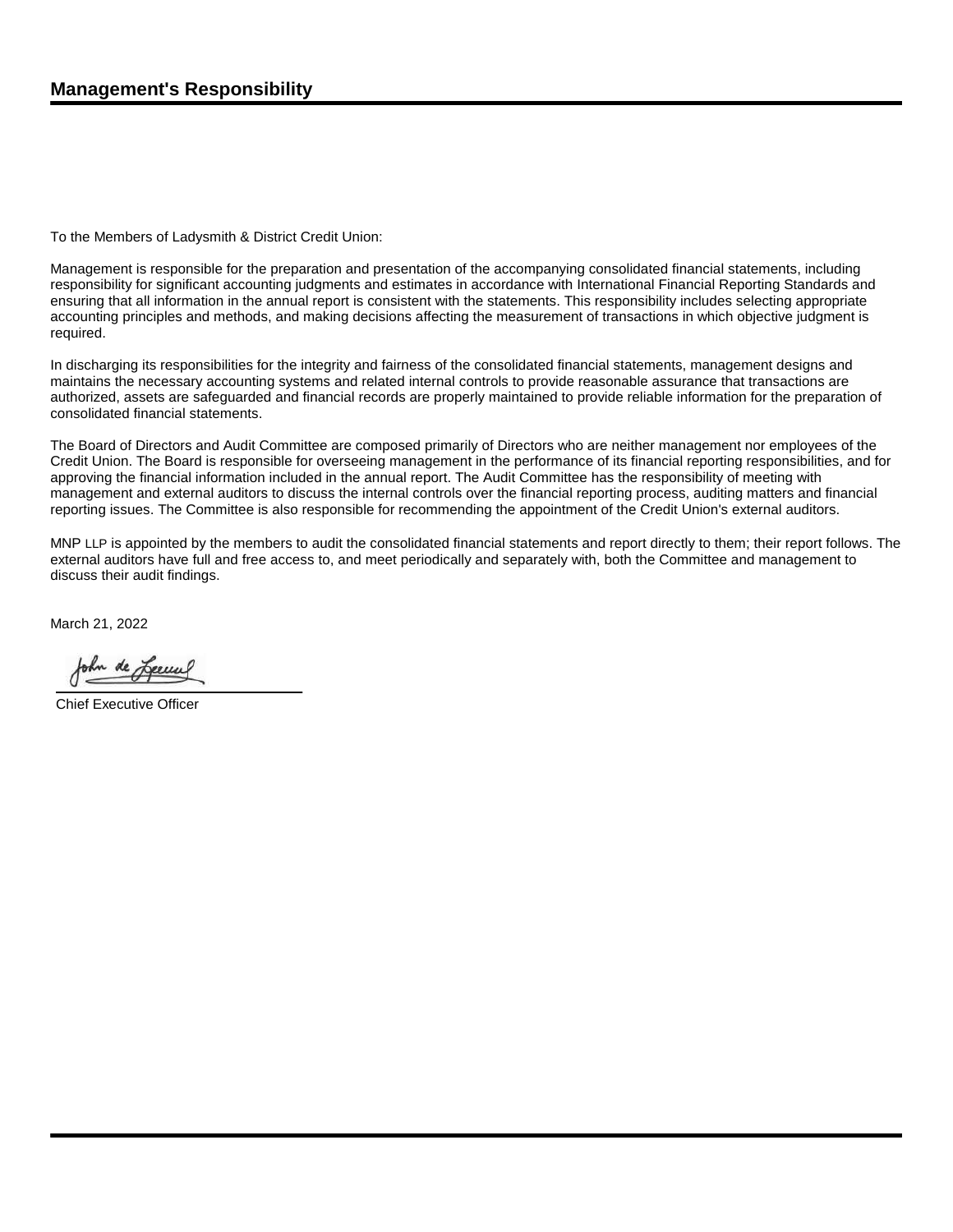## Management's Responsibility

To the Members of Ladysmith & District Credit Union:

Management is responsible for the preparation and presentation of the accompanying consolidated financial statements, including responsibility for significant accounting judgments and estimates in accordance with International Financial Reporting Standards and ensuring that all information in the annual report is consistent with the statements. This responsibility includes selecting appropriate accounting principles and methods, and making decisions affecting the measurement of transactions in which objective judgment is required.

In discharging its responsibilities for the integrity and fairness of the consolidated financial statements, management designs and maintains the necessary accounting systems and related internal controls to provide reasonable assurance that transactions are authorized, assets are safeguarded and financial records are properly maintained to provide reliable information for the preparation of consolidated financial statements.

The Board of Directors and Audit Committee are composed primarily of Directors who are neither management nor employees of the Credit Union. The Board is responsible for overseeing management in the performance of its financial reporting responsibilities, and for approving the financial information included in the annual report. The Audit Committee has the responsibility of meeting with management and external auditors to discuss the internal controls over the financial reporting process, auditing matters and financial reporting issues. The Committee is also responsible for recommending the appointment of the Credit Union's external auditors.

MNP LLP is appointed by the members to audit the consolidated financial statements and report directly to them; their report follows. The external auditors have full and free access to, and meet periodically and separately with, both the Committee and management to discuss their audit findings.

March 21, 2022

John de Leeuw

Chief Executive Officer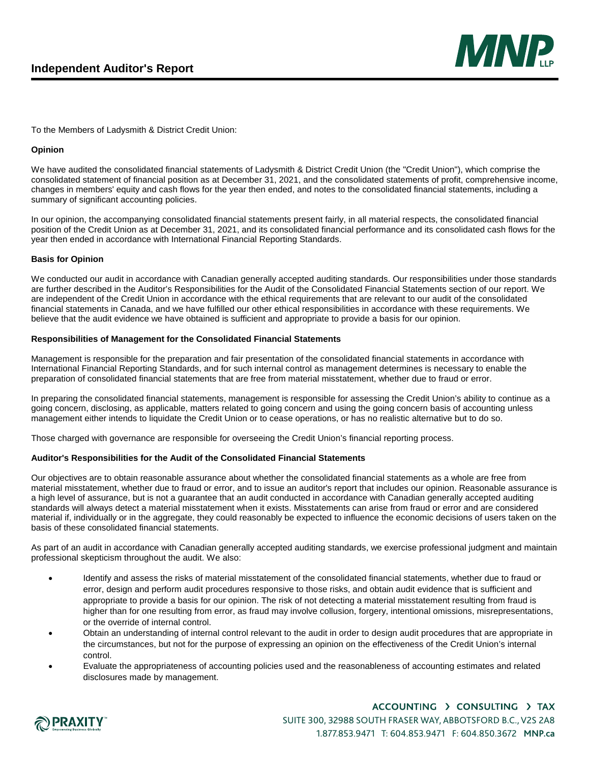# Independent Auditor's Report

To the Members of Ladysmith & District Credit Union:

**Opinion**

We have audited the consolidated financial statements of Ladysmith & District Credit Union (the "Credit Union"), which comprise the consolidated statement of financial position as at December 31, 2021, and the consolidated statements of profit, comprehensive income, changes in members' equity and cash flows for the year then ended, and notes to the consolidated financial statements, including a summary of significant accounting policies.

In our opinion, the accompanying consolidated financial statements present fairly, in all material respects, the consolidated financial position of the Credit Union as at December 31, 2021, and its consolidated financial performance and its consolidated cash flows for the year then ended in accordance with International Financial Reporting Standards.

**Basis for Opinion**

We conducted our audit in accordance with Canadian generally accepted auditing standards. Our responsibilities under those standards are further described in the Auditor's Responsibilities for the Audit of the Consolidated Financial Statements section of our report. We are independent of the Credit Union in accordance with the ethical requirements that are relevant to our audit of the consolidated financial statements in Canada, and we have fulfilled our other ethical responsibilities in accordance with these requirements. We believe that the audit evidence we have obtained is sufficient and appropriate to provide a basis for our opinion.

**Responsibilities of Management for the Consolidated Financial Statements**

Management is responsible for the preparation and fair presentation of the consolidated financial statements in accordance with International Financial Reporting Standards, and for such internal control as management determines is necessary to enable the preparation of consolidated financial statements that are free from material misstatement, whether due to fraud or error.

In preparing the consolidated financial statements, management is responsible for assessing the Credit Union's ability to continue as a going concern, disclosing, as applicable, matters related to going concern and using the going concern basis of accounting unless management either intends to liquidate the Credit Union or to cease operations, or has no realistic alternative but to do so.

Those charged with governance are responsible for overseeing the Credit Union's financial reporting process.

**Auditor's Responsibilities for the Audit of the Consolidated Financial Statements**

Our objectives are to obtain reasonable assurance about whether the consolidated financial statements as a whole are free from material misstatement, whether due to fraud or error, and to issue an auditor's report that includes our opinion. Reasonable assurance is a high level of assurance, but is not a guarantee that an audit conducted in accordance with Canadian generally accepted auditing standards will always detect a material misstatement when it exists. Misstatements can arise from fraud or error and are considered material if, individually or in the aggregate, they could reasonably be expected to influence the economic decisions of users taken on the basis of these consolidated financial statements.

As part of an audit in accordance with Canadian generally accepted auditing standards, we exercise professional judgment and maintain professional skepticism throughout the audit. We also:

- Identify and assess the risks of material misstatement of the consolidated financial statements, whether due to fraud or error, design and perform audit procedures responsive to those risks, and obtain audit evidence that is sufficient and appropriate to provide a basis for our opinion. The risk of not detecting a material misstatement resulting from fraud is higher than for one resulting from error, as fraud may involve collusion, forgery, intentional omissions, misrepresentations, or the override of internal control.
- Obtain an understanding of internal control relevant to the audit in order to design audit procedures that are appropriate in the circumstances, but not for the purpose of expressing an opinion on the effectiveness of the Credit Union's internal control.
- Evaluate the appropriateness of accounting policies used and the reasonableness of accounting estimates and related disclosures made by management.

ACCOUNTING › CONSULTING › TAX
SUITE 300, 32988 SOUTH FRASER WAY, ABBOTSFORD B.C., V2S 2A8
1.877.853.9471 T: 604.853.9471 F: 604.850.3672 MNP.ca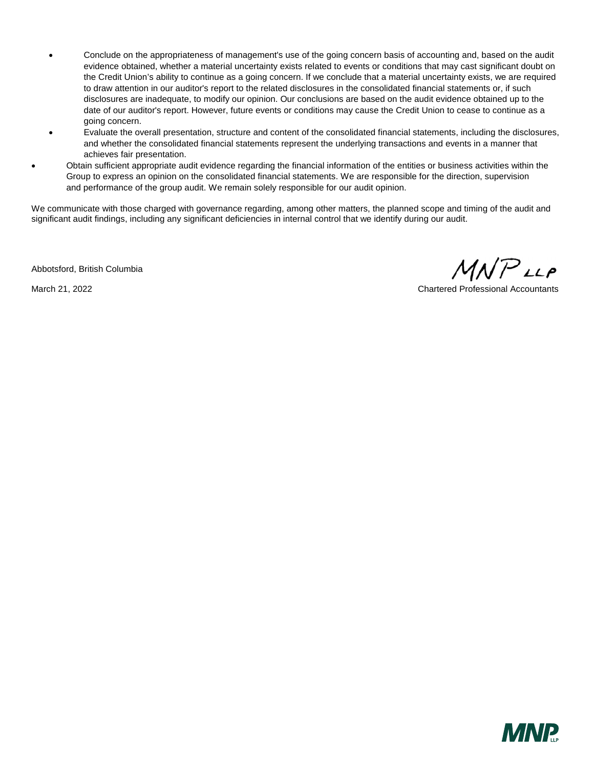- Conclude on the appropriateness of management's use of the going concern basis of accounting and, based on the audit evidence obtained, whether a material uncertainty exists related to events or conditions that may cast significant doubt on the Credit Union's ability to continue as a going concern. If we conclude that a material uncertainty exists, we are required to draw attention in our auditor's report to the related disclosures in the consolidated financial statements or, if such disclosures are inadequate, to modify our opinion. Our conclusions are based on the audit evidence obtained up to the date of our auditor's report. However, future events or conditions may cause the Credit Union to cease to continue as a going concern.
- Evaluate the overall presentation, structure and content of the consolidated financial statements, including the disclosures, and whether the consolidated financial statements represent the underlying transactions and events in a manner that achieves fair presentation.
- Obtain sufficient appropriate audit evidence regarding the financial information of the entities or business activities within the Group to express an opinion on the consolidated financial statements. We are responsible for the direction, supervision and performance of the group audit. We remain solely responsible for our audit opinion.

We communicate with those charged with governance regarding, among other matters, the planned scope and timing of the audit and significant audit findings, including any significant deficiencies in internal control that we identify during our audit.

Abbotsford, British Columbia

March 21, 2022

MNP LLP

Chartered Professional Accountants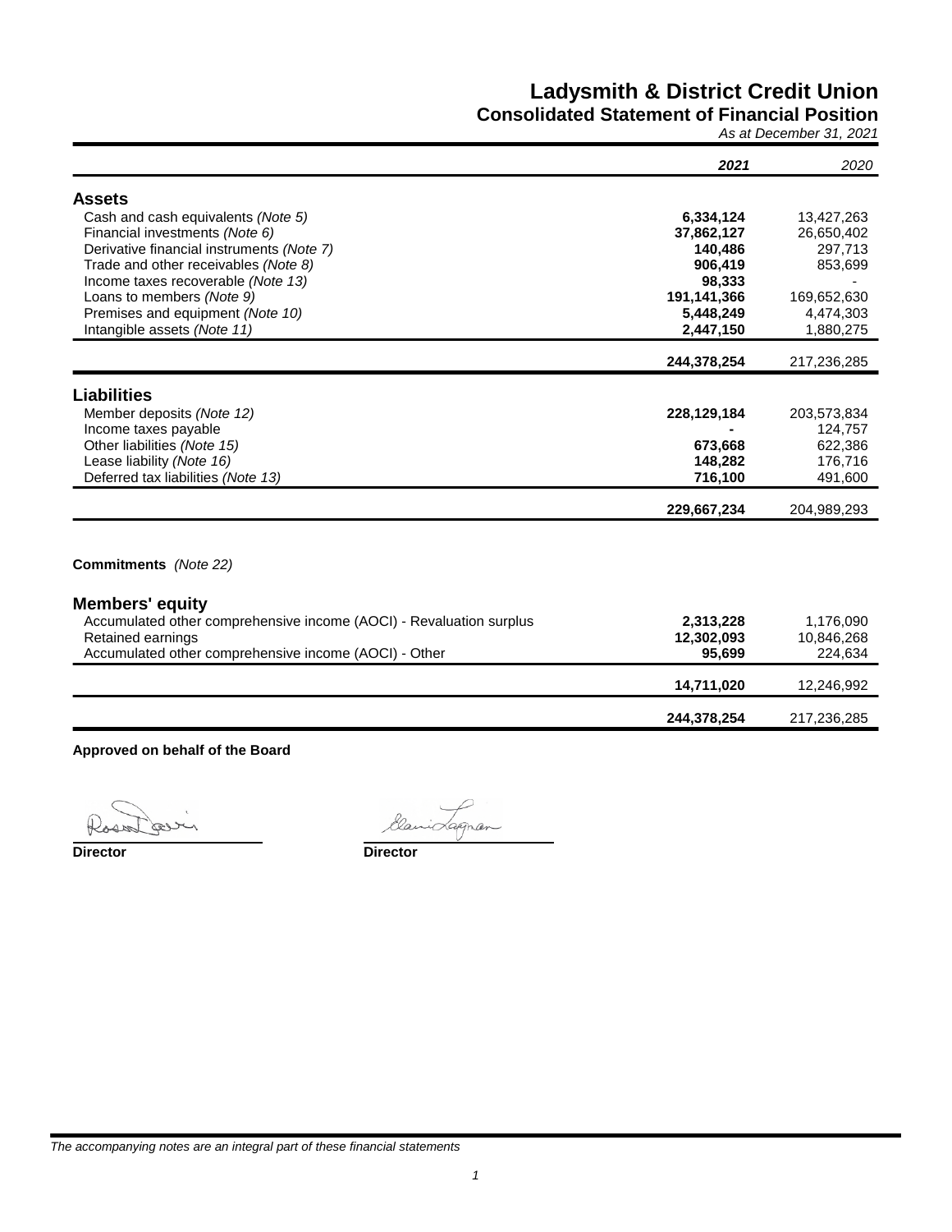# Ladysmith & District Credit Union

## Consolidated Statement of Financial Position

*As at December 31, 2021*

| | **2021** | *2020* |
|---|---|---|
| **Assets** | | |
| Cash and cash equivalents *(Note 5)* | **6,334,124** | 13,427,263 |
| Financial investments *(Note 6)* | **37,862,127** | 26,650,402 |
| Derivative financial instruments *(Note 7)* | **140,486** | 297,713 |
| Trade and other receivables *(Note 8)* | **906,419** | 853,699 |
| Income taxes recoverable *(Note 13)* | **98,333** | - |
| Loans to members *(Note 9)* | **191,141,366** | 169,652,630 |
| Premises and equipment *(Note 10)* | **5,448,249** | 4,474,303 |
| Intangible assets *(Note 11)* | **2,447,150** | 1,880,275 |
| | **244,378,254** | 217,236,285 |
| **Liabilities** | | |
| Member deposits *(Note 12)* | **228,129,184** | 203,573,834 |
| Income taxes payable | **-** | 124,757 |
| Other liabilities *(Note 15)* | **673,668** | 622,386 |
| Lease liability *(Note 16)* | **148,282** | 176,716 |
| Deferred tax liabilities *(Note 13)* | **716,100** | 491,600 |
| | **229,667,234** | 204,989,293 |

**Commitments** *(Note 22)*

| | **2021** | *2020* |
|---|---|---|
| **Members' equity** | | |
| Accumulated other comprehensive income (AOCI) - Revaluation surplus | **2,313,228** | 1,176,090 |
| Retained earnings | **12,302,093** | 10,846,268 |
| Accumulated other comprehensive income (AOCI) - Other | **95,699** | 224,634 |
| | **14,711,020** | 12,246,992 |
| | **244,378,254** | 217,236,285 |

**Approved on behalf of the Board**

**Director** **Director**

*The accompanying notes are an integral part of these financial statements*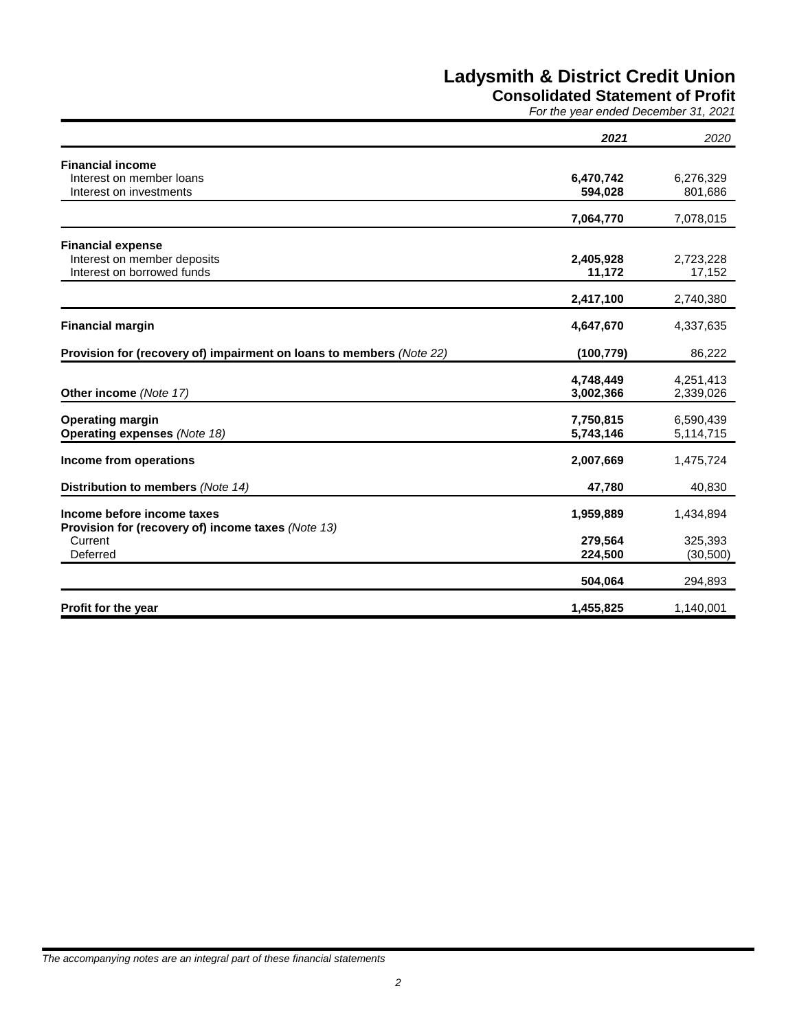# Ladysmith & District Credit Union

## Consolidated Statement of Profit

*For the year ended December 31, 2021*

| | **2021** | *2020* |
|---|---|---|
| **Financial income** | | |
| Interest on member loans | **6,470,742** | 6,276,329 |
| Interest on investments | **594,028** | 801,686 |
| | **7,064,770** | 7,078,015 |
| **Financial expense** | | |
| Interest on member deposits | **2,405,928** | 2,723,228 |
| Interest on borrowed funds | **11,172** | 17,152 |
| | **2,417,100** | 2,740,380 |
| **Financial margin** | **4,647,670** | 4,337,635 |
| **Provision for (recovery of) impairment on loans to members** *(Note 22)* | **(100,779)** | 86,222 |
| | **4,748,449** | 4,251,413 |
| **Other income** *(Note 17)* | **3,002,366** | 2,339,026 |
| **Operating margin** | **7,750,815** | 6,590,439 |
| **Operating expenses** *(Note 18)* | **5,743,146** | 5,114,715 |
| **Income from operations** | **2,007,669** | 1,475,724 |
| **Distribution to members** *(Note 14)* | **47,780** | 40,830 |
| **Income before income taxes** | **1,959,889** | 1,434,894 |
| **Provision for (recovery of) income taxes** *(Note 13)* | | |
| Current | **279,564** | 325,393 |
| Deferred | **224,500** | (30,500) |
| | **504,064** | 294,893 |
| **Profit for the year** | **1,455,825** | 1,140,001 |

*The accompanying notes are an integral part of these financial statements*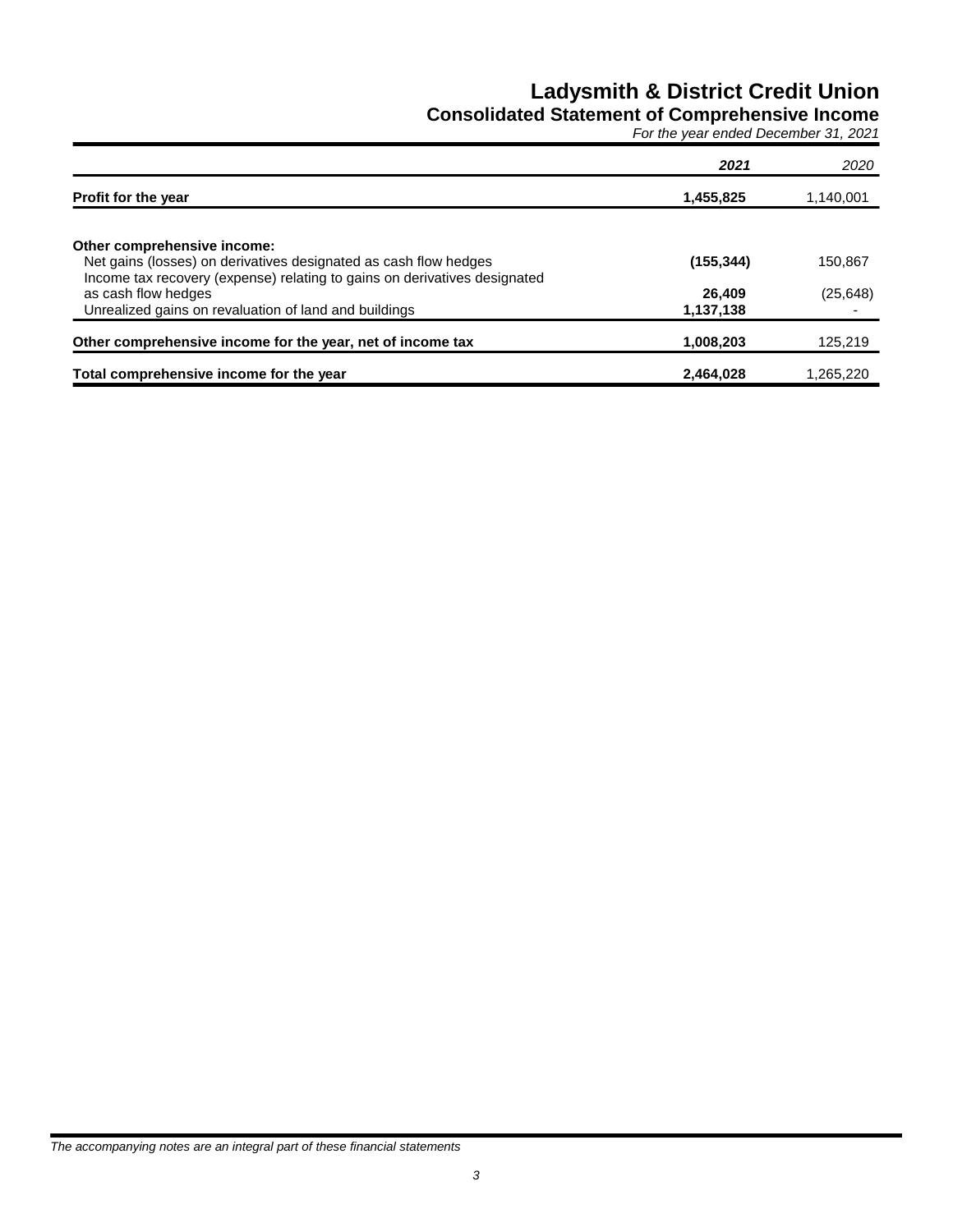# Ladysmith & District Credit Union

## Consolidated Statement of Comprehensive Income

*For the year ended December 31, 2021*

| | ***2021*** | *2020* |
|---|---|---|
| **Profit for the year** | **1,455,825** | 1,140,001 |
| | | |
| **Other comprehensive income:** | | |
| Net gains (losses) on derivatives designated as cash flow hedges | **(155,344)** | 150,867 |
| Income tax recovery (expense) relating to gains on derivatives designated as cash flow hedges | **26,409** | (25,648) |
| Unrealized gains on revaluation of land and buildings | **1,137,138** | - |
| **Other comprehensive income for the year, net of income tax** | **1,008,203** | 125,219 |
| **Total comprehensive income for the year** | **2,464,028** | 1,265,220 |

*The accompanying notes are an integral part of these financial statements*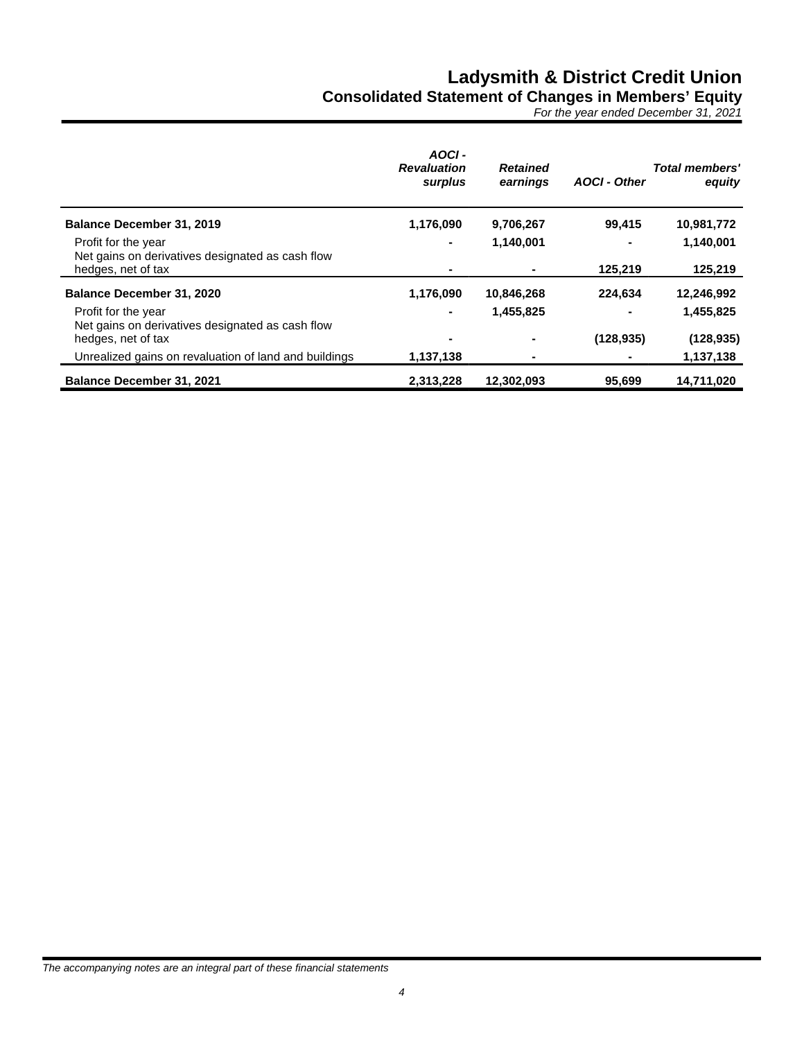# Ladysmith & District Credit Union

## Consolidated Statement of Changes in Members' Equity

*For the year ended December 31, 2021*

| | *AOCI - Revaluation surplus* | *Retained earnings* | *AOCI - Other* | *Total members' equity* |
|---|---|---|---|---|
| **Balance December 31, 2019** | **1,176,090** | **9,706,267** | **99,415** | **10,981,772** |
| Profit for the year | **-** | **1,140,001** | **-** | **1,140,001** |
| Net gains on derivatives designated as cash flow hedges, net of tax | **-** | **-** | **125,219** | **125,219** |
| **Balance December 31, 2020** | **1,176,090** | **10,846,268** | **224,634** | **12,246,992** |
| Profit for the year | **-** | **1,455,825** | **-** | **1,455,825** |
| Net gains on derivatives designated as cash flow hedges, net of tax | **-** | **-** | **(128,935)** | **(128,935)** |
| Unrealized gains on revaluation of land and buildings | **1,137,138** | **-** | **-** | **1,137,138** |
| **Balance December 31, 2021** | **2,313,228** | **12,302,093** | **95,699** | **14,711,020** |

*The accompanying notes are an integral part of these financial statements*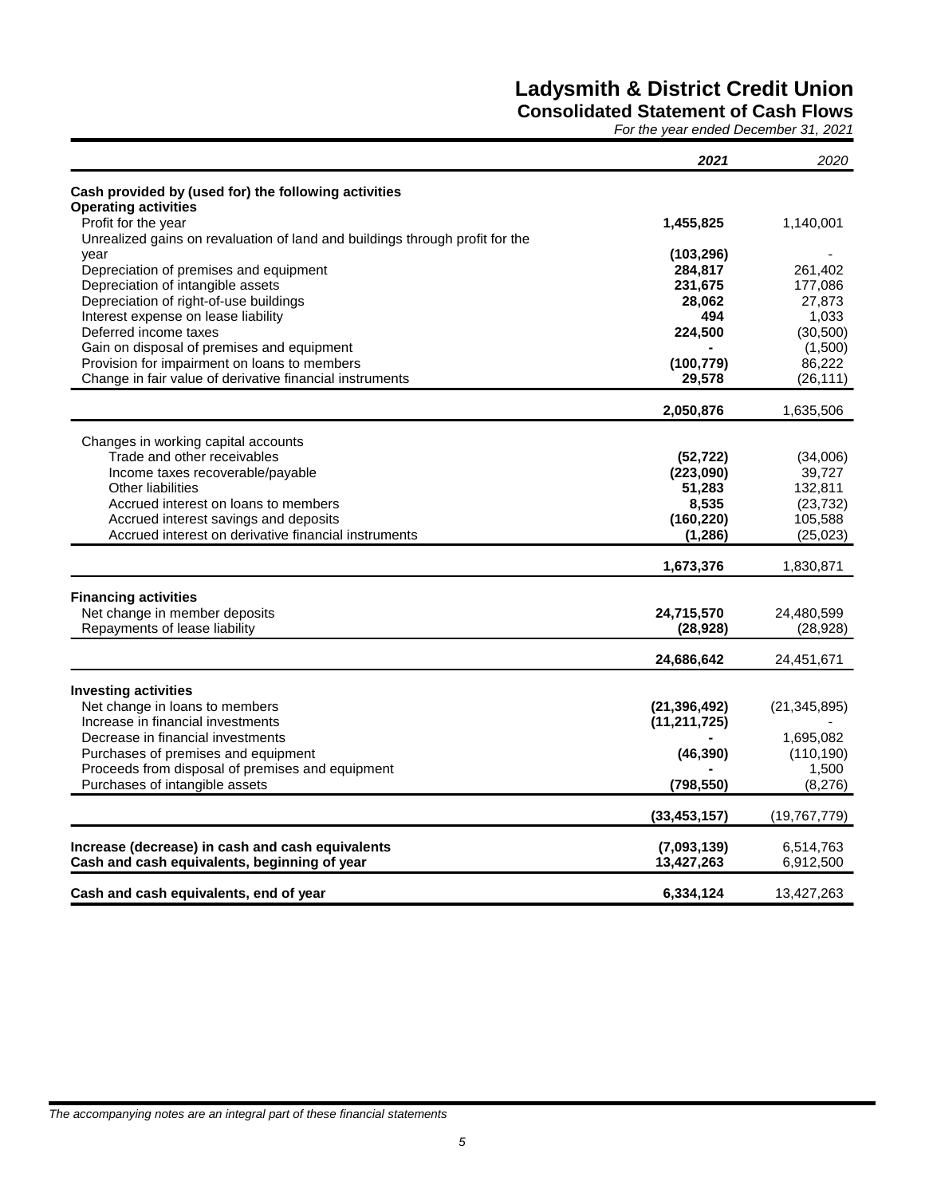# Ladysmith & District Credit Union

## Consolidated Statement of Cash Flows

*For the year ended December 31, 2021*

| | ***2021*** | *2020* |
|---|---|---|
| **Cash provided by (used for) the following activities** | | |
| **Operating activities** | | |
| Profit for the year | **1,455,825** | 1,140,001 |
| Unrealized gains on revaluation of land and buildings through profit for the year | **(103,296)** | - |
| Depreciation of premises and equipment | **284,817** | 261,402 |
| Depreciation of intangible assets | **231,675** | 177,086 |
| Depreciation of right-of-use buildings | **28,062** | 27,873 |
| Interest expense on lease liability | **494** | 1,033 |
| Deferred income taxes | **224,500** | (30,500) |
| Gain on disposal of premises and equipment | **-** | (1,500) |
| Provision for impairment on loans to members | **(100,779)** | 86,222 |
| Change in fair value of derivative financial instruments | **29,578** | (26,111) |
| | **2,050,876** | 1,635,506 |
| Changes in working capital accounts | | |
| Trade and other receivables | **(52,722)** | (34,006) |
| Income taxes recoverable/payable | **(223,090)** | 39,727 |
| Other liabilities | **51,283** | 132,811 |
| Accrued interest on loans to members | **8,535** | (23,732) |
| Accrued interest savings and deposits | **(160,220)** | 105,588 |
| Accrued interest on derivative financial instruments | **(1,286)** | (25,023) |
| | **1,673,376** | 1,830,871 |
| **Financing activities** | | |
| Net change in member deposits | **24,715,570** | 24,480,599 |
| Repayments of lease liability | **(28,928)** | (28,928) |
| | **24,686,642** | 24,451,671 |
| **Investing activities** | | |
| Net change in loans to members | **(21,396,492)** | (21,345,895) |
| Increase in financial investments | **(11,211,725)** | - |
| Decrease in financial investments | **-** | 1,695,082 |
| Purchases of premises and equipment | **(46,390)** | (110,190) |
| Proceeds from disposal of premises and equipment | **-** | 1,500 |
| Purchases of intangible assets | **(798,550)** | (8,276) |
| | **(33,453,157)** | (19,767,779) |
| **Increase (decrease) in cash and cash equivalents** | **(7,093,139)** | 6,514,763 |
| **Cash and cash equivalents, beginning of year** | **13,427,263** | 6,912,500 |
| **Cash and cash equivalents, end of year** | **6,334,124** | 13,427,263 |

*The accompanying notes are an integral part of these financial statements*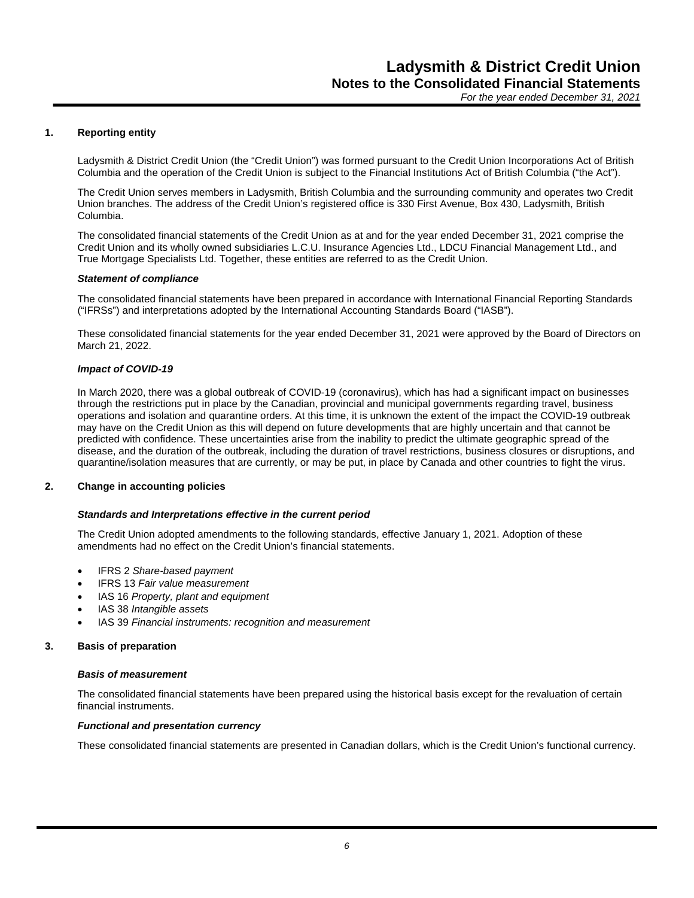## 1. Reporting entity

Ladysmith & District Credit Union (the "Credit Union") was formed pursuant to the Credit Union Incorporations Act of British Columbia and the operation of the Credit Union is subject to the Financial Institutions Act of British Columbia ("the Act").

The Credit Union serves members in Ladysmith, British Columbia and the surrounding community and operates two Credit Union branches. The address of the Credit Union's registered office is 330 First Avenue, Box 430, Ladysmith, British Columbia.

The consolidated financial statements of the Credit Union as at and for the year ended December 31, 2021 comprise the Credit Union and its wholly owned subsidiaries L.C.U. Insurance Agencies Ltd., LDCU Financial Management Ltd., and True Mortgage Specialists Ltd. Together, these entities are referred to as the Credit Union.

### *Statement of compliance*

The consolidated financial statements have been prepared in accordance with International Financial Reporting Standards ("IFRSs") and interpretations adopted by the International Accounting Standards Board ("IASB").

These consolidated financial statements for the year ended December 31, 2021 were approved by the Board of Directors on March 21, 2022.

### *Impact of COVID-19*

In March 2020, there was a global outbreak of COVID-19 (coronavirus), which has had a significant impact on businesses through the restrictions put in place by the Canadian, provincial and municipal governments regarding travel, business operations and isolation and quarantine orders. At this time, it is unknown the extent of the impact the COVID-19 outbreak may have on the Credit Union as this will depend on future developments that are highly uncertain and that cannot be predicted with confidence. These uncertainties arise from the inability to predict the ultimate geographic spread of the disease, and the duration of the outbreak, including the duration of travel restrictions, business closures or disruptions, and quarantine/isolation measures that are currently, or may be put, in place by Canada and other countries to fight the virus.

## 2. Change in accounting policies

### *Standards and Interpretations effective in the current period*

The Credit Union adopted amendments to the following standards, effective January 1, 2021. Adoption of these amendments had no effect on the Credit Union's financial statements.

- IFRS 2 *Share-based payment*
- IFRS 13 *Fair value measurement*
- IAS 16 *Property, plant and equipment*
- IAS 38 *Intangible assets*
- IAS 39 *Financial instruments: recognition and measurement*

## 3. Basis of preparation

### *Basis of measurement*

The consolidated financial statements have been prepared using the historical basis except for the revaluation of certain financial instruments.

### *Functional and presentation currency*

These consolidated financial statements are presented in Canadian dollars, which is the Credit Union's functional currency.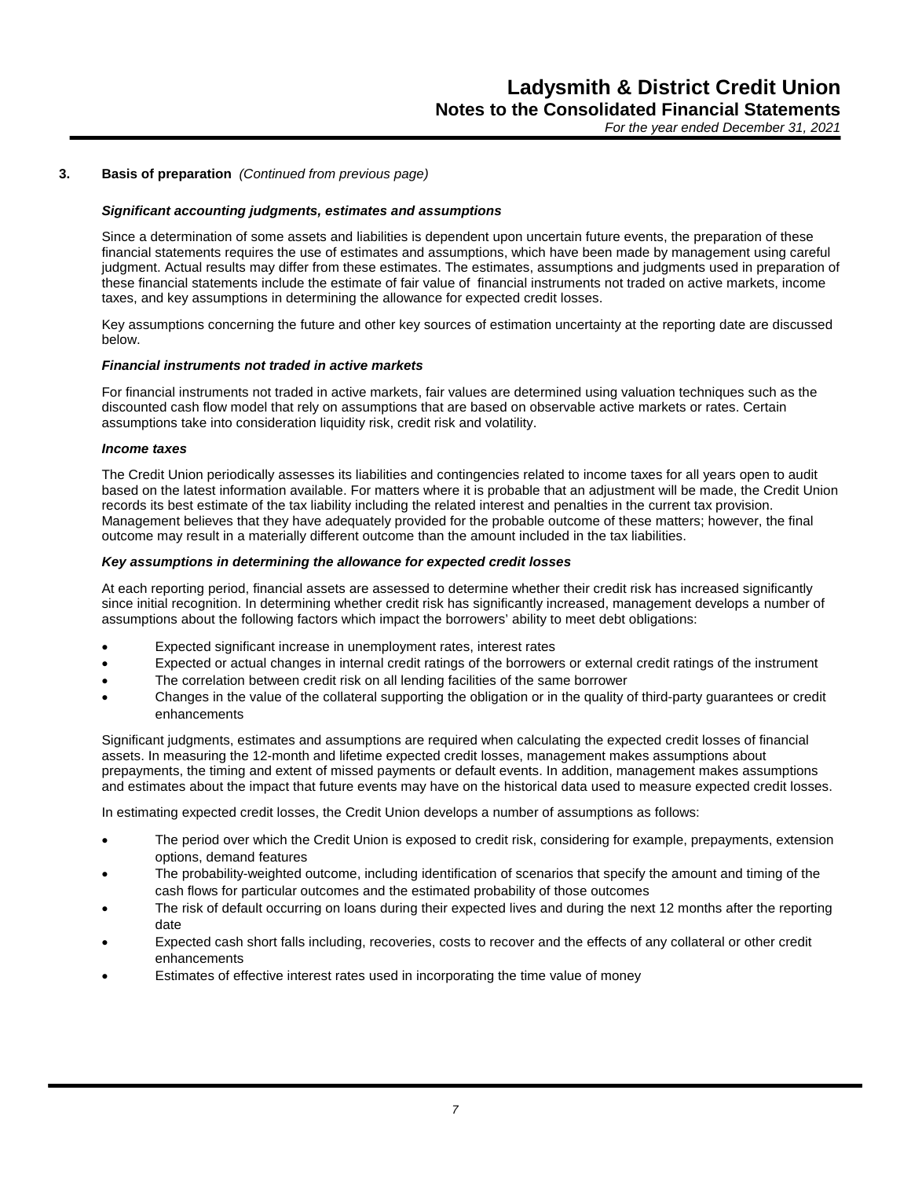## 3. Basis of preparation *(Continued from previous page)*

***Significant accounting judgments, estimates and assumptions***

Since a determination of some assets and liabilities is dependent upon uncertain future events, the preparation of these financial statements requires the use of estimates and assumptions, which have been made by management using careful judgment. Actual results may differ from these estimates. The estimates, assumptions and judgments used in preparation of these financial statements include the estimate of fair value of financial instruments not traded on active markets, income taxes, and key assumptions in determining the allowance for expected credit losses.

Key assumptions concerning the future and other key sources of estimation uncertainty at the reporting date are discussed below.

***Financial instruments not traded in active markets***

For financial instruments not traded in active markets, fair values are determined using valuation techniques such as the discounted cash flow model that rely on assumptions that are based on observable active markets or rates. Certain assumptions take into consideration liquidity risk, credit risk and volatility.

***Income taxes***

The Credit Union periodically assesses its liabilities and contingencies related to income taxes for all years open to audit based on the latest information available. For matters where it is probable that an adjustment will be made, the Credit Union records its best estimate of the tax liability including the related interest and penalties in the current tax provision. Management believes that they have adequately provided for the probable outcome of these matters; however, the final outcome may result in a materially different outcome than the amount included in the tax liabilities.

***Key assumptions in determining the allowance for expected credit losses***

At each reporting period, financial assets are assessed to determine whether their credit risk has increased significantly since initial recognition. In determining whether credit risk has significantly increased, management develops a number of assumptions about the following factors which impact the borrowers' ability to meet debt obligations:

- Expected significant increase in unemployment rates, interest rates
- Expected or actual changes in internal credit ratings of the borrowers or external credit ratings of the instrument
- The correlation between credit risk on all lending facilities of the same borrower
- Changes in the value of the collateral supporting the obligation or in the quality of third-party guarantees or credit enhancements

Significant judgments, estimates and assumptions are required when calculating the expected credit losses of financial assets. In measuring the 12-month and lifetime expected credit losses, management makes assumptions about prepayments, the timing and extent of missed payments or default events. In addition, management makes assumptions and estimates about the impact that future events may have on the historical data used to measure expected credit losses.

In estimating expected credit losses, the Credit Union develops a number of assumptions as follows:

- The period over which the Credit Union is exposed to credit risk, considering for example, prepayments, extension options, demand features
- The probability-weighted outcome, including identification of scenarios that specify the amount and timing of the cash flows for particular outcomes and the estimated probability of those outcomes
- The risk of default occurring on loans during their expected lives and during the next 12 months after the reporting date
- Expected cash short falls including, recoveries, costs to recover and the effects of any collateral or other credit enhancements
- Estimates of effective interest rates used in incorporating the time value of money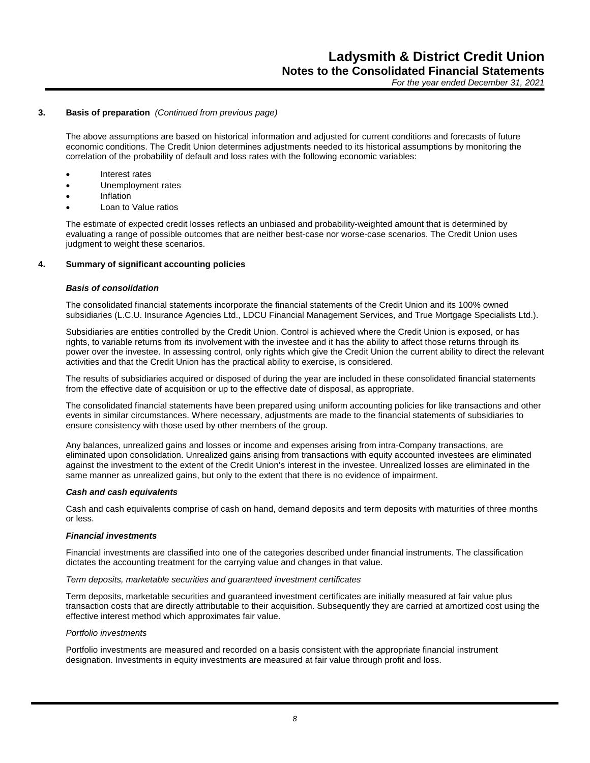## 3. Basis of preparation *(Continued from previous page)*

The above assumptions are based on historical information and adjusted for current conditions and forecasts of future economic conditions. The Credit Union determines adjustments needed to its historical assumptions by monitoring the correlation of the probability of default and loss rates with the following economic variables:

- Interest rates
- Unemployment rates
- Inflation
- Loan to Value ratios

The estimate of expected credit losses reflects an unbiased and probability-weighted amount that is determined by evaluating a range of possible outcomes that are neither best-case nor worse-case scenarios. The Credit Union uses judgment to weight these scenarios.

## 4. Summary of significant accounting policies

### *Basis of consolidation*

The consolidated financial statements incorporate the financial statements of the Credit Union and its 100% owned subsidiaries (L.C.U. Insurance Agencies Ltd., LDCU Financial Management Services, and True Mortgage Specialists Ltd.).

Subsidiaries are entities controlled by the Credit Union. Control is achieved where the Credit Union is exposed, or has rights, to variable returns from its involvement with the investee and it has the ability to affect those returns through its power over the investee. In assessing control, only rights which give the Credit Union the current ability to direct the relevant activities and that the Credit Union has the practical ability to exercise, is considered.

The results of subsidiaries acquired or disposed of during the year are included in these consolidated financial statements from the effective date of acquisition or up to the effective date of disposal, as appropriate.

The consolidated financial statements have been prepared using uniform accounting policies for like transactions and other events in similar circumstances. Where necessary, adjustments are made to the financial statements of subsidiaries to ensure consistency with those used by other members of the group.

Any balances, unrealized gains and losses or income and expenses arising from intra-Company transactions, are eliminated upon consolidation. Unrealized gains arising from transactions with equity accounted investees are eliminated against the investment to the extent of the Credit Union's interest in the investee. Unrealized losses are eliminated in the same manner as unrealized gains, but only to the extent that there is no evidence of impairment.

### *Cash and cash equivalents*

Cash and cash equivalents comprise of cash on hand, demand deposits and term deposits with maturities of three months or less.

### *Financial investments*

Financial investments are classified into one of the categories described under financial instruments. The classification dictates the accounting treatment for the carrying value and changes in that value.

*Term deposits, marketable securities and guaranteed investment certificates*

Term deposits, marketable securities and guaranteed investment certificates are initially measured at fair value plus transaction costs that are directly attributable to their acquisition. Subsequently they are carried at amortized cost using the effective interest method which approximates fair value.

*Portfolio investments*

Portfolio investments are measured and recorded on a basis consistent with the appropriate financial instrument designation. Investments in equity investments are measured at fair value through profit and loss.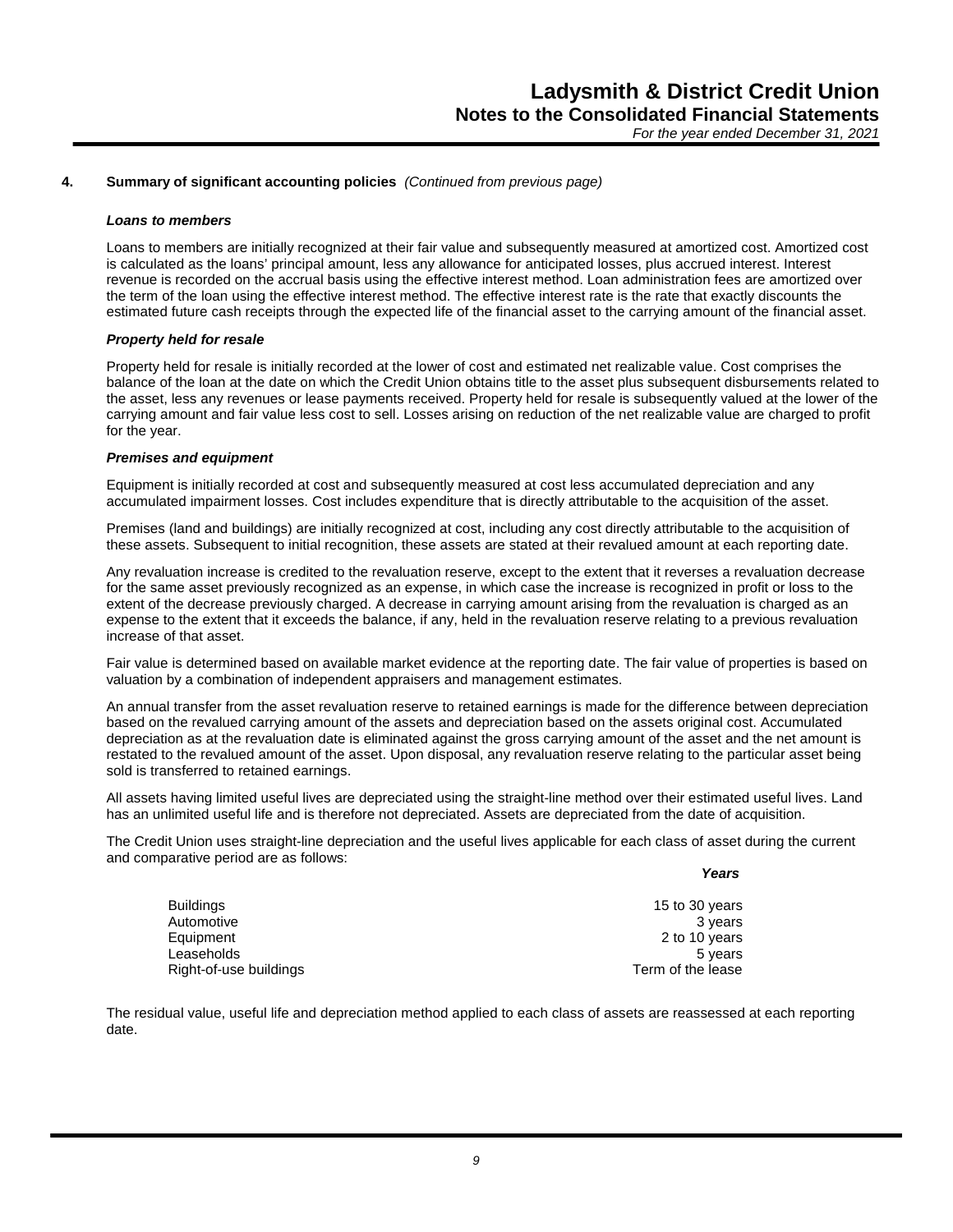## 4. Summary of significant accounting policies *(Continued from previous page)*

### *Loans to members*

Loans to members are initially recognized at their fair value and subsequently measured at amortized cost. Amortized cost is calculated as the loans' principal amount, less any allowance for anticipated losses, plus accrued interest. Interest revenue is recorded on the accrual basis using the effective interest method. Loan administration fees are amortized over the term of the loan using the effective interest method. The effective interest rate is the rate that exactly discounts the estimated future cash receipts through the expected life of the financial asset to the carrying amount of the financial asset.

### *Property held for resale*

Property held for resale is initially recorded at the lower of cost and estimated net realizable value. Cost comprises the balance of the loan at the date on which the Credit Union obtains title to the asset plus subsequent disbursements related to the asset, less any revenues or lease payments received. Property held for resale is subsequently valued at the lower of the carrying amount and fair value less cost to sell. Losses arising on reduction of the net realizable value are charged to profit for the year.

### *Premises and equipment*

Equipment is initially recorded at cost and subsequently measured at cost less accumulated depreciation and any accumulated impairment losses. Cost includes expenditure that is directly attributable to the acquisition of the asset.

Premises (land and buildings) are initially recognized at cost, including any cost directly attributable to the acquisition of these assets. Subsequent to initial recognition, these assets are stated at their revalued amount at each reporting date.

Any revaluation increase is credited to the revaluation reserve, except to the extent that it reverses a revaluation decrease for the same asset previously recognized as an expense, in which case the increase is recognized in profit or loss to the extent of the decrease previously charged. A decrease in carrying amount arising from the revaluation is charged as an expense to the extent that it exceeds the balance, if any, held in the revaluation reserve relating to a previous revaluation increase of that asset.

Fair value is determined based on available market evidence at the reporting date. The fair value of properties is based on valuation by a combination of independent appraisers and management estimates.

An annual transfer from the asset revaluation reserve to retained earnings is made for the difference between depreciation based on the revalued carrying amount of the assets and depreciation based on the assets original cost. Accumulated depreciation as at the revaluation date is eliminated against the gross carrying amount of the asset and the net amount is restated to the revalued amount of the asset. Upon disposal, any revaluation reserve relating to the particular asset being sold is transferred to retained earnings.

All assets having limited useful lives are depreciated using the straight-line method over their estimated useful lives. Land has an unlimited useful life and is therefore not depreciated. Assets are depreciated from the date of acquisition.

The Credit Union uses straight-line depreciation and the useful lives applicable for each class of asset during the current and comparative period are as follows:

| | *Years* |
|---|---|
| Buildings | 15 to 30 years |
| Automotive | 3 years |
| Equipment | 2 to 10 years |
| Leaseholds | 5 years |
| Right-of-use buildings | Term of the lease |

The residual value, useful life and depreciation method applied to each class of assets are reassessed at each reporting date.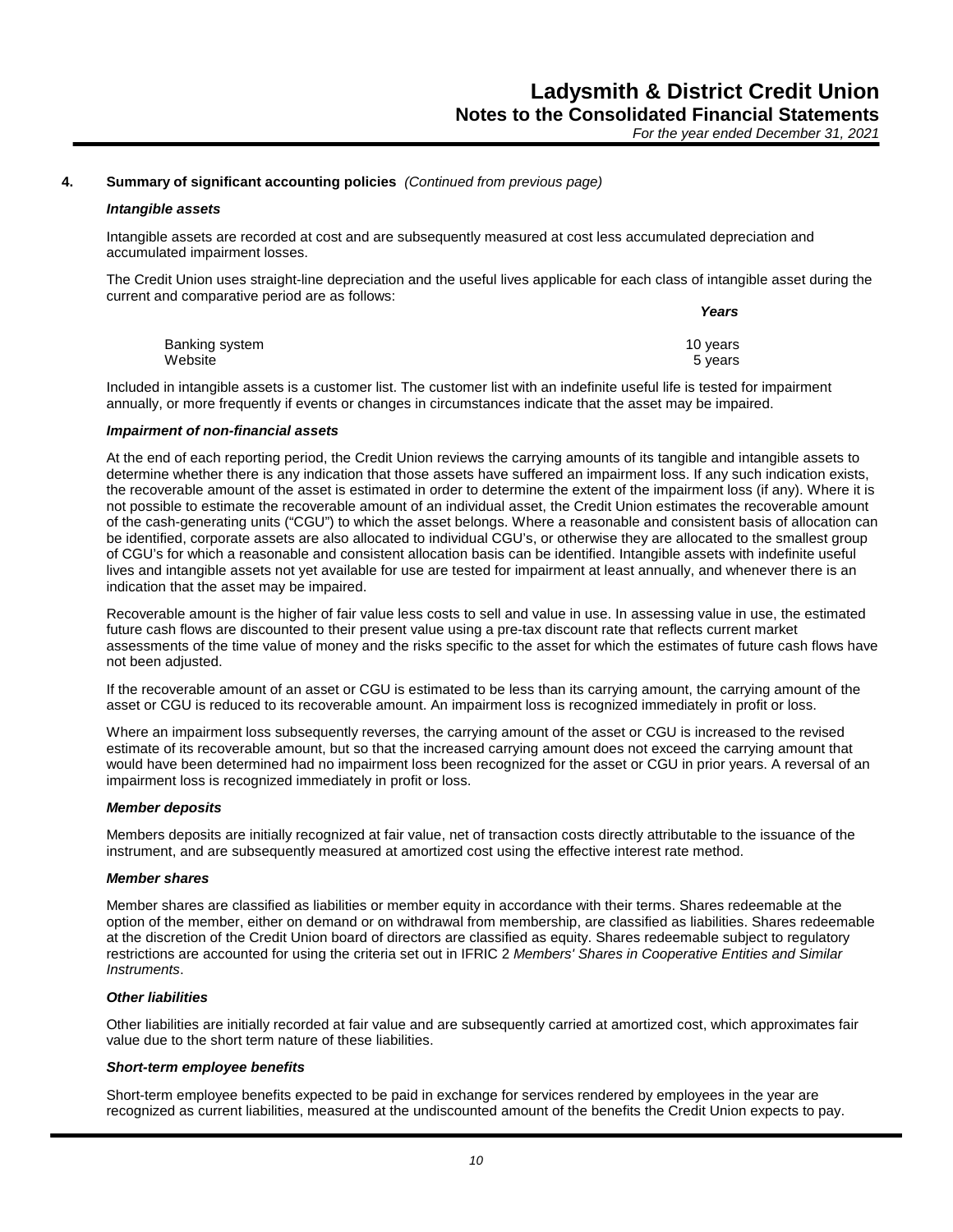### 4. Summary of significant accounting policies *(Continued from previous page)*

#### *Intangible assets*

Intangible assets are recorded at cost and are subsequently measured at cost less accumulated depreciation and accumulated impairment losses.

The Credit Union uses straight-line depreciation and the useful lives applicable for each class of intangible asset during the current and comparative period are as follows:

| | ***Years*** |
|---|---|
| Banking system | 10 years |
| Website | 5 years |

Included in intangible assets is a customer list. The customer list with an indefinite useful life is tested for impairment annually, or more frequently if events or changes in circumstances indicate that the asset may be impaired.

#### *Impairment of non-financial assets*

At the end of each reporting period, the Credit Union reviews the carrying amounts of its tangible and intangible assets to determine whether there is any indication that those assets have suffered an impairment loss. If any such indication exists, the recoverable amount of the asset is estimated in order to determine the extent of the impairment loss (if any). Where it is not possible to estimate the recoverable amount of an individual asset, the Credit Union estimates the recoverable amount of the cash-generating units ("CGU") to which the asset belongs. Where a reasonable and consistent basis of allocation can be identified, corporate assets are also allocated to individual CGU's, or otherwise they are allocated to the smallest group of CGU's for which a reasonable and consistent allocation basis can be identified. Intangible assets with indefinite useful lives and intangible assets not yet available for use are tested for impairment at least annually, and whenever there is an indication that the asset may be impaired.

Recoverable amount is the higher of fair value less costs to sell and value in use. In assessing value in use, the estimated future cash flows are discounted to their present value using a pre-tax discount rate that reflects current market assessments of the time value of money and the risks specific to the asset for which the estimates of future cash flows have not been adjusted.

If the recoverable amount of an asset or CGU is estimated to be less than its carrying amount, the carrying amount of the asset or CGU is reduced to its recoverable amount. An impairment loss is recognized immediately in profit or loss.

Where an impairment loss subsequently reverses, the carrying amount of the asset or CGU is increased to the revised estimate of its recoverable amount, but so that the increased carrying amount does not exceed the carrying amount that would have been determined had no impairment loss been recognized for the asset or CGU in prior years. A reversal of an impairment loss is recognized immediately in profit or loss.

#### *Member deposits*

Members deposits are initially recognized at fair value, net of transaction costs directly attributable to the issuance of the instrument, and are subsequently measured at amortized cost using the effective interest rate method.

#### *Member shares*

Member shares are classified as liabilities or member equity in accordance with their terms. Shares redeemable at the option of the member, either on demand or on withdrawal from membership, are classified as liabilities. Shares redeemable at the discretion of the Credit Union board of directors are classified as equity. Shares redeemable subject to regulatory restrictions are accounted for using the criteria set out in IFRIC 2 *Members' Shares in Cooperative Entities and Similar Instruments*.

#### *Other liabilities*

Other liabilities are initially recorded at fair value and are subsequently carried at amortized cost, which approximates fair value due to the short term nature of these liabilities.

#### *Short-term employee benefits*

Short-term employee benefits expected to be paid in exchange for services rendered by employees in the year are recognized as current liabilities, measured at the undiscounted amount of the benefits the Credit Union expects to pay.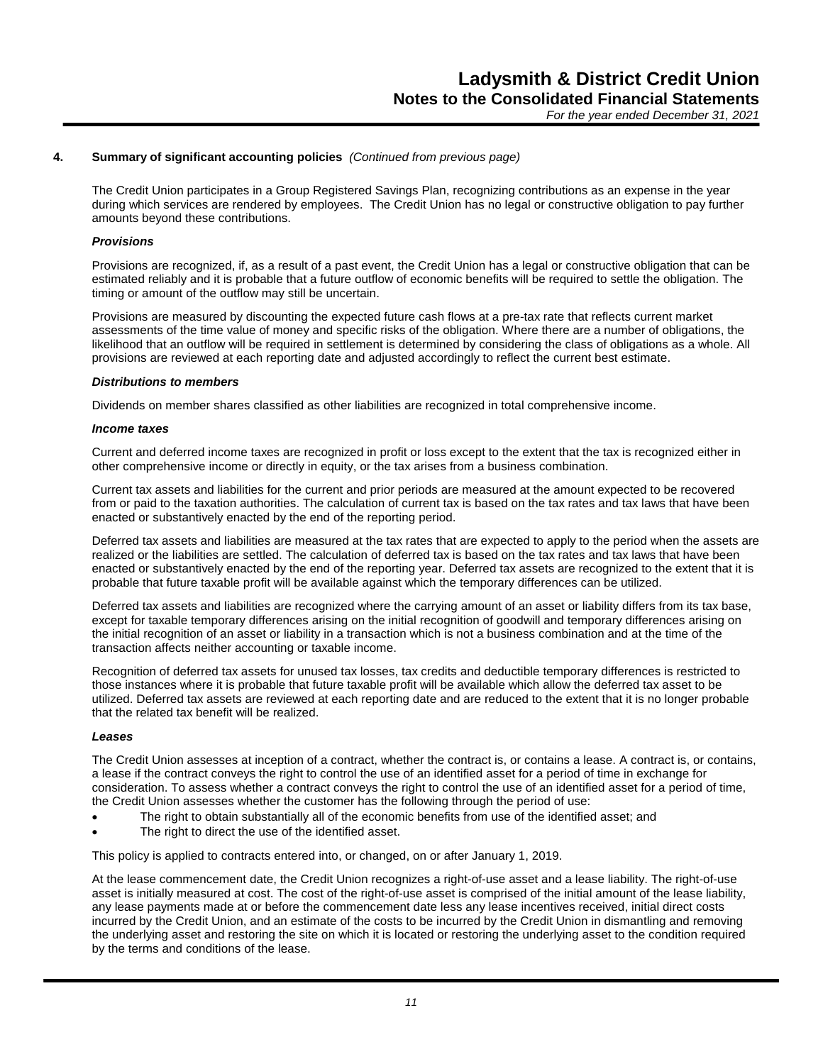### 4. Summary of significant accounting policies *(Continued from previous page)*

The Credit Union participates in a Group Registered Savings Plan, recognizing contributions as an expense in the year during which services are rendered by employees. The Credit Union has no legal or constructive obligation to pay further amounts beyond these contributions.

***Provisions***

Provisions are recognized, if, as a result of a past event, the Credit Union has a legal or constructive obligation that can be estimated reliably and it is probable that a future outflow of economic benefits will be required to settle the obligation. The timing or amount of the outflow may still be uncertain.

Provisions are measured by discounting the expected future cash flows at a pre-tax rate that reflects current market assessments of the time value of money and specific risks of the obligation. Where there are a number of obligations, the likelihood that an outflow will be required in settlement is determined by considering the class of obligations as a whole. All provisions are reviewed at each reporting date and adjusted accordingly to reflect the current best estimate.

***Distributions to members***

Dividends on member shares classified as other liabilities are recognized in total comprehensive income.

***Income taxes***

Current and deferred income taxes are recognized in profit or loss except to the extent that the tax is recognized either in other comprehensive income or directly in equity, or the tax arises from a business combination.

Current tax assets and liabilities for the current and prior periods are measured at the amount expected to be recovered from or paid to the taxation authorities. The calculation of current tax is based on the tax rates and tax laws that have been enacted or substantively enacted by the end of the reporting period.

Deferred tax assets and liabilities are measured at the tax rates that are expected to apply to the period when the assets are realized or the liabilities are settled. The calculation of deferred tax is based on the tax rates and tax laws that have been enacted or substantively enacted by the end of the reporting year. Deferred tax assets are recognized to the extent that it is probable that future taxable profit will be available against which the temporary differences can be utilized.

Deferred tax assets and liabilities are recognized where the carrying amount of an asset or liability differs from its tax base, except for taxable temporary differences arising on the initial recognition of goodwill and temporary differences arising on the initial recognition of an asset or liability in a transaction which is not a business combination and at the time of the transaction affects neither accounting or taxable income.

Recognition of deferred tax assets for unused tax losses, tax credits and deductible temporary differences is restricted to those instances where it is probable that future taxable profit will be available which allow the deferred tax asset to be utilized. Deferred tax assets are reviewed at each reporting date and are reduced to the extent that it is no longer probable that the related tax benefit will be realized.

***Leases***

The Credit Union assesses at inception of a contract, whether the contract is, or contains a lease. A contract is, or contains, a lease if the contract conveys the right to control the use of an identified asset for a period of time in exchange for consideration. To assess whether a contract conveys the right to control the use of an identified asset for a period of time, the Credit Union assesses whether the customer has the following through the period of use:

- The right to obtain substantially all of the economic benefits from use of the identified asset; and
- The right to direct the use of the identified asset.

This policy is applied to contracts entered into, or changed, on or after January 1, 2019.

At the lease commencement date, the Credit Union recognizes a right-of-use asset and a lease liability. The right-of-use asset is initially measured at cost. The cost of the right-of-use asset is comprised of the initial amount of the lease liability, any lease payments made at or before the commencement date less any lease incentives received, initial direct costs incurred by the Credit Union, and an estimate of the costs to be incurred by the Credit Union in dismantling and removing the underlying asset and restoring the site on which it is located or restoring the underlying asset to the condition required by the terms and conditions of the lease.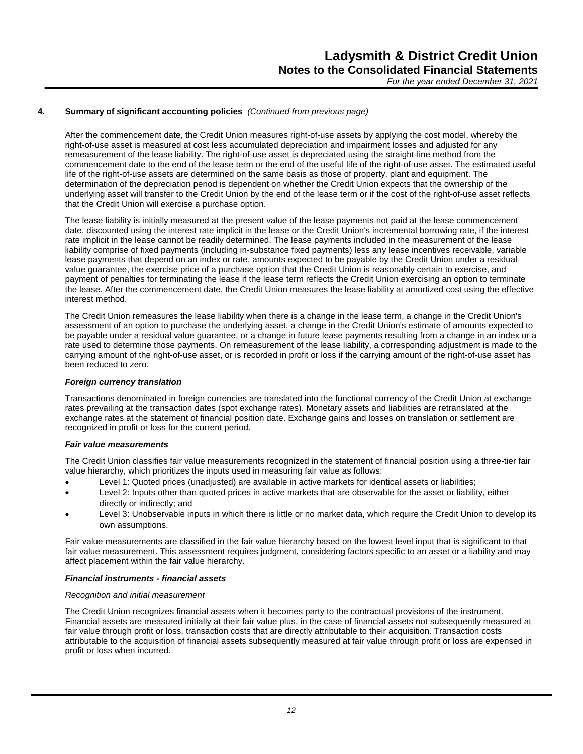## 4. Summary of significant accounting policies *(Continued from previous page)*

After the commencement date, the Credit Union measures right-of-use assets by applying the cost model, whereby the right-of-use asset is measured at cost less accumulated depreciation and impairment losses and adjusted for any remeasurement of the lease liability. The right-of-use asset is depreciated using the straight-line method from the commencement date to the end of the lease term or the end of the useful life of the right-of-use asset. The estimated useful life of the right-of-use assets are determined on the same basis as those of property, plant and equipment. The determination of the depreciation period is dependent on whether the Credit Union expects that the ownership of the underlying asset will transfer to the Credit Union by the end of the lease term or if the cost of the right-of-use asset reflects that the Credit Union will exercise a purchase option.

The lease liability is initially measured at the present value of the lease payments not paid at the lease commencement date, discounted using the interest rate implicit in the lease or the Credit Union's incremental borrowing rate, if the interest rate implicit in the lease cannot be readily determined. The lease payments included in the measurement of the lease liability comprise of fixed payments (including in-substance fixed payments) less any lease incentives receivable, variable lease payments that depend on an index or rate, amounts expected to be payable by the Credit Union under a residual value guarantee, the exercise price of a purchase option that the Credit Union is reasonably certain to exercise, and payment of penalties for terminating the lease if the lease term reflects the Credit Union exercising an option to terminate the lease. After the commencement date, the Credit Union measures the lease liability at amortized cost using the effective interest method.

The Credit Union remeasures the lease liability when there is a change in the lease term, a change in the Credit Union's assessment of an option to purchase the underlying asset, a change in the Credit Union's estimate of amounts expected to be payable under a residual value guarantee, or a change in future lease payments resulting from a change in an index or a rate used to determine those payments. On remeasurement of the lease liability, a corresponding adjustment is made to the carrying amount of the right-of-use asset, or is recorded in profit or loss if the carrying amount of the right-of-use asset has been reduced to zero.

***Foreign currency translation***

Transactions denominated in foreign currencies are translated into the functional currency of the Credit Union at exchange rates prevailing at the transaction dates (spot exchange rates). Monetary assets and liabilities are retranslated at the exchange rates at the statement of financial position date. Exchange gains and losses on translation or settlement are recognized in profit or loss for the current period.

***Fair value measurements***

The Credit Union classifies fair value measurements recognized in the statement of financial position using a three-tier fair value hierarchy, which prioritizes the inputs used in measuring fair value as follows:

- Level 1: Quoted prices (unadjusted) are available in active markets for identical assets or liabilities;
- Level 2: Inputs other than quoted prices in active markets that are observable for the asset or liability, either directly or indirectly; and
- Level 3: Unobservable inputs in which there is little or no market data, which require the Credit Union to develop its own assumptions.

Fair value measurements are classified in the fair value hierarchy based on the lowest level input that is significant to that fair value measurement. This assessment requires judgment, considering factors specific to an asset or a liability and may affect placement within the fair value hierarchy.

***Financial instruments - financial assets***

*Recognition and initial measurement*

The Credit Union recognizes financial assets when it becomes party to the contractual provisions of the instrument. Financial assets are measured initially at their fair value plus, in the case of financial assets not subsequently measured at fair value through profit or loss, transaction costs that are directly attributable to their acquisition. Transaction costs attributable to the acquisition of financial assets subsequently measured at fair value through profit or loss are expensed in profit or loss when incurred.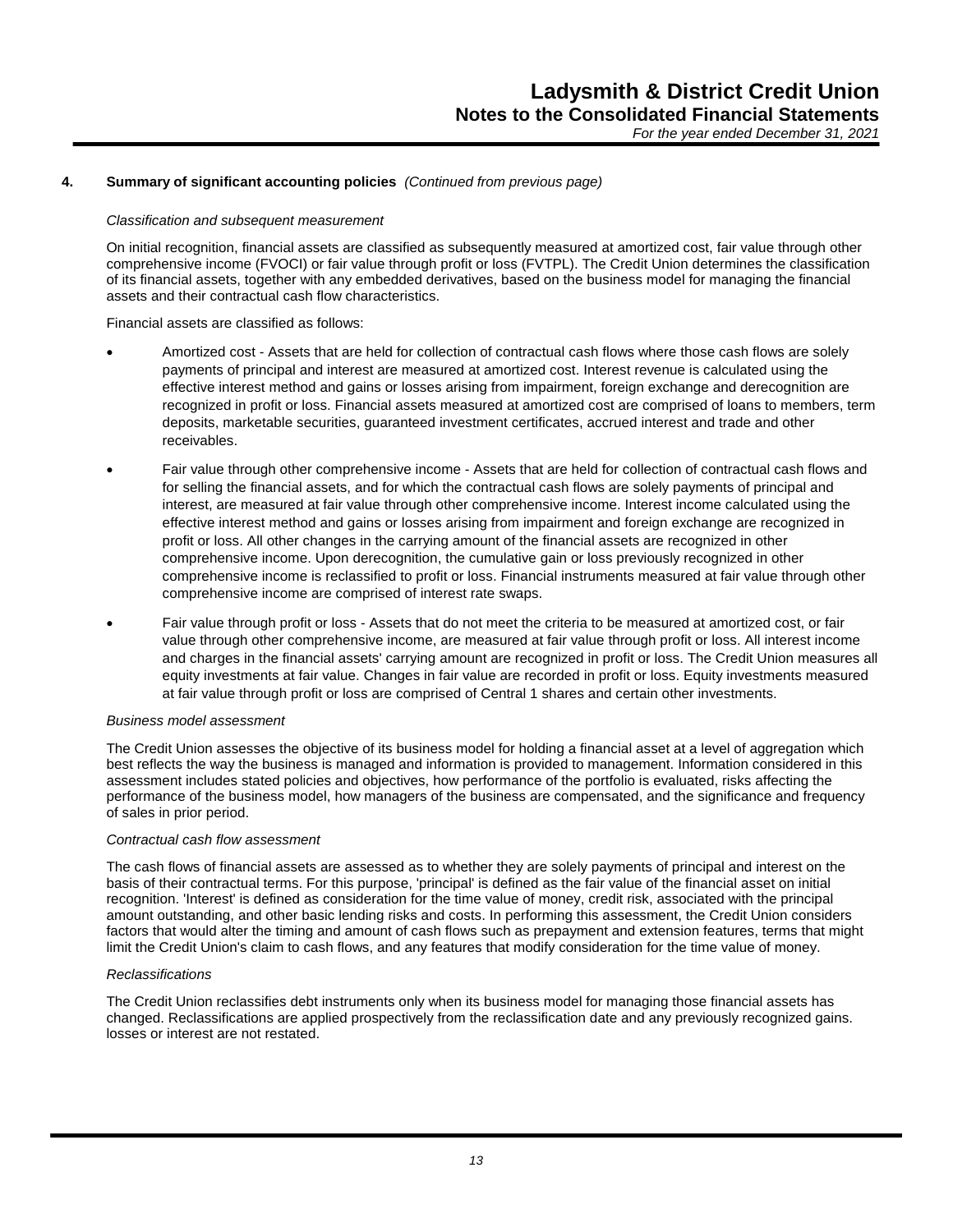## 4. Summary of significant accounting policies *(Continued from previous page)*

*Classification and subsequent measurement*

On initial recognition, financial assets are classified as subsequently measured at amortized cost, fair value through other comprehensive income (FVOCI) or fair value through profit or loss (FVTPL). The Credit Union determines the classification of its financial assets, together with any embedded derivatives, based on the business model for managing the financial assets and their contractual cash flow characteristics.

Financial assets are classified as follows:

- Amortized cost - Assets that are held for collection of contractual cash flows where those cash flows are solely payments of principal and interest are measured at amortized cost. Interest revenue is calculated using the effective interest method and gains or losses arising from impairment, foreign exchange and derecognition are recognized in profit or loss. Financial assets measured at amortized cost are comprised of loans to members, term deposits, marketable securities, guaranteed investment certificates, accrued interest and trade and other receivables.
- Fair value through other comprehensive income - Assets that are held for collection of contractual cash flows and for selling the financial assets, and for which the contractual cash flows are solely payments of principal and interest, are measured at fair value through other comprehensive income. Interest income calculated using the effective interest method and gains or losses arising from impairment and foreign exchange are recognized in profit or loss. All other changes in the carrying amount of the financial assets are recognized in other comprehensive income. Upon derecognition, the cumulative gain or loss previously recognized in other comprehensive income is reclassified to profit or loss. Financial instruments measured at fair value through other comprehensive income are comprised of interest rate swaps.
- Fair value through profit or loss - Assets that do not meet the criteria to be measured at amortized cost, or fair value through other comprehensive income, are measured at fair value through profit or loss. All interest income and charges in the financial assets' carrying amount are recognized in profit or loss. The Credit Union measures all equity investments at fair value. Changes in fair value are recorded in profit or loss. Equity investments measured at fair value through profit or loss are comprised of Central 1 shares and certain other investments.

*Business model assessment*

The Credit Union assesses the objective of its business model for holding a financial asset at a level of aggregation which best reflects the way the business is managed and information is provided to management. Information considered in this assessment includes stated policies and objectives, how performance of the portfolio is evaluated, risks affecting the performance of the business model, how managers of the business are compensated, and the significance and frequency of sales in prior period.

*Contractual cash flow assessment*

The cash flows of financial assets are assessed as to whether they are solely payments of principal and interest on the basis of their contractual terms. For this purpose, 'principal' is defined as the fair value of the financial asset on initial recognition. 'Interest' is defined as consideration for the time value of money, credit risk, associated with the principal amount outstanding, and other basic lending risks and costs. In performing this assessment, the Credit Union considers factors that would alter the timing and amount of cash flows such as prepayment and extension features, terms that might limit the Credit Union's claim to cash flows, and any features that modify consideration for the time value of money.

*Reclassifications*

The Credit Union reclassifies debt instruments only when its business model for managing those financial assets has changed. Reclassifications are applied prospectively from the reclassification date and any previously recognized gains. losses or interest are not restated.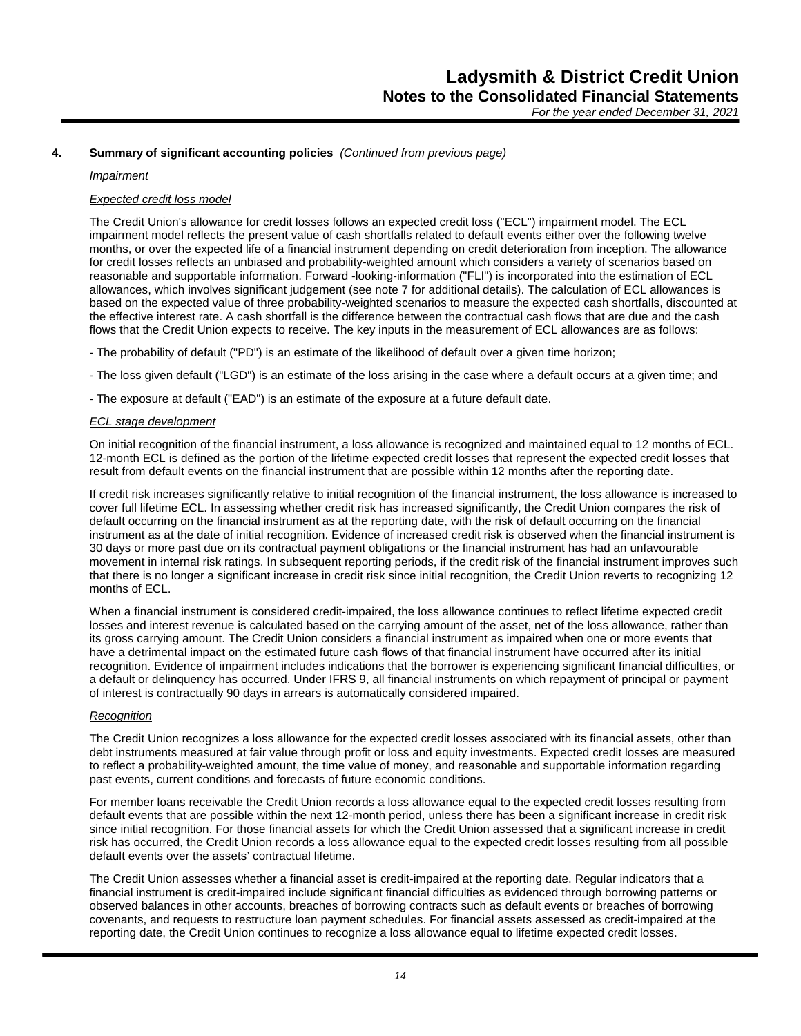## 4. Summary of significant accounting policies *(Continued from previous page)*

*Impairment*

*Expected credit loss model*

The Credit Union's allowance for credit losses follows an expected credit loss ("ECL") impairment model. The ECL impairment model reflects the present value of cash shortfalls related to default events either over the following twelve months, or over the expected life of a financial instrument depending on credit deterioration from inception. The allowance for credit losses reflects an unbiased and probability-weighted amount which considers a variety of scenarios based on reasonable and supportable information. Forward -looking-information ("FLI") is incorporated into the estimation of ECL allowances, which involves significant judgement (see note 7 for additional details). The calculation of ECL allowances is based on the expected value of three probability-weighted scenarios to measure the expected cash shortfalls, discounted at the effective interest rate. A cash shortfall is the difference between the contractual cash flows that are due and the cash flows that the Credit Union expects to receive. The key inputs in the measurement of ECL allowances are as follows:

- The probability of default ("PD") is an estimate of the likelihood of default over a given time horizon;

- The loss given default ("LGD") is an estimate of the loss arising in the case where a default occurs at a given time; and

- The exposure at default ("EAD") is an estimate of the exposure at a future default date.

*ECL stage development*

On initial recognition of the financial instrument, a loss allowance is recognized and maintained equal to 12 months of ECL. 12-month ECL is defined as the portion of the lifetime expected credit losses that represent the expected credit losses that result from default events on the financial instrument that are possible within 12 months after the reporting date.

If credit risk increases significantly relative to initial recognition of the financial instrument, the loss allowance is increased to cover full lifetime ECL. In assessing whether credit risk has increased significantly, the Credit Union compares the risk of default occurring on the financial instrument as at the reporting date, with the risk of default occurring on the financial instrument as at the date of initial recognition. Evidence of increased credit risk is observed when the financial instrument is 30 days or more past due on its contractual payment obligations or the financial instrument has had an unfavourable movement in internal risk ratings. In subsequent reporting periods, if the credit risk of the financial instrument improves such that there is no longer a significant increase in credit risk since initial recognition, the Credit Union reverts to recognizing 12 months of ECL.

When a financial instrument is considered credit-impaired, the loss allowance continues to reflect lifetime expected credit losses and interest revenue is calculated based on the carrying amount of the asset, net of the loss allowance, rather than its gross carrying amount. The Credit Union considers a financial instrument as impaired when one or more events that have a detrimental impact on the estimated future cash flows of that financial instrument have occurred after its initial recognition. Evidence of impairment includes indications that the borrower is experiencing significant financial difficulties, or a default or delinquency has occurred. Under IFRS 9, all financial instruments on which repayment of principal or payment of interest is contractually 90 days in arrears is automatically considered impaired.

*Recognition*

The Credit Union recognizes a loss allowance for the expected credit losses associated with its financial assets, other than debt instruments measured at fair value through profit or loss and equity investments. Expected credit losses are measured to reflect a probability-weighted amount, the time value of money, and reasonable and supportable information regarding past events, current conditions and forecasts of future economic conditions.

For member loans receivable the Credit Union records a loss allowance equal to the expected credit losses resulting from default events that are possible within the next 12-month period, unless there has been a significant increase in credit risk since initial recognition. For those financial assets for which the Credit Union assessed that a significant increase in credit risk has occurred, the Credit Union records a loss allowance equal to the expected credit losses resulting from all possible default events over the assets' contractual lifetime.

The Credit Union assesses whether a financial asset is credit-impaired at the reporting date. Regular indicators that a financial instrument is credit-impaired include significant financial difficulties as evidenced through borrowing patterns or observed balances in other accounts, breaches of borrowing contracts such as default events or breaches of borrowing covenants, and requests to restructure loan payment schedules. For financial assets assessed as credit-impaired at the reporting date, the Credit Union continues to recognize a loss allowance equal to lifetime expected credit losses.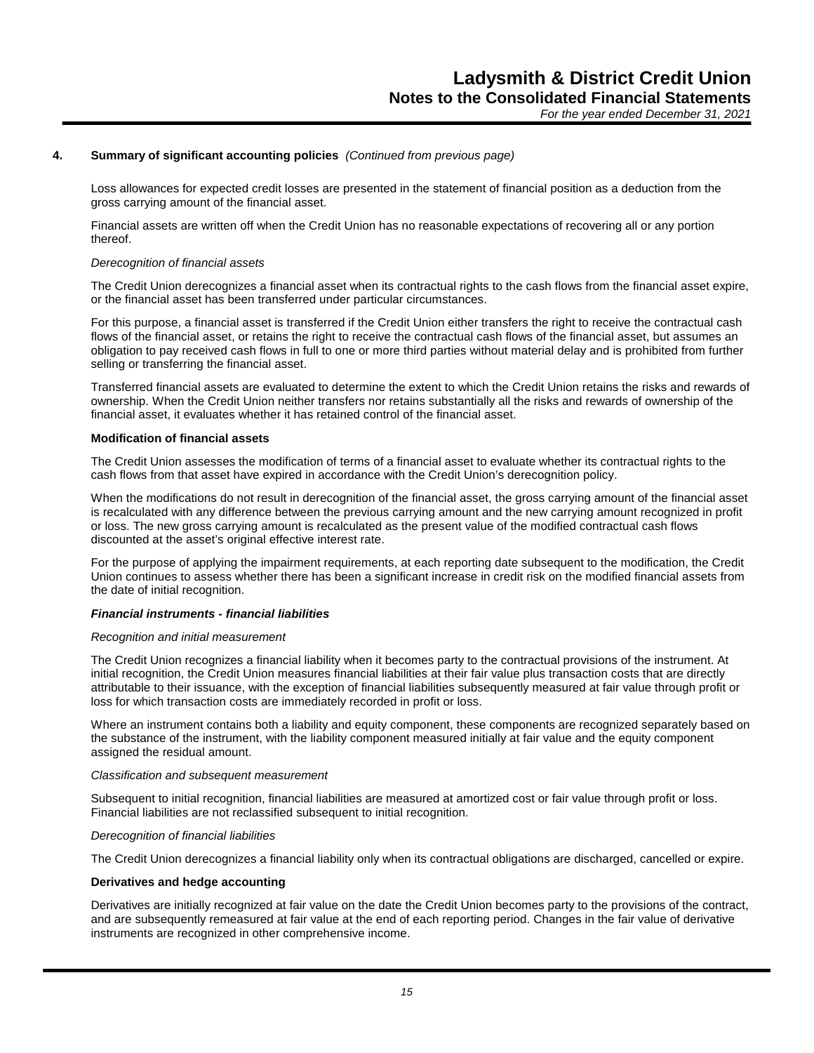## 4. Summary of significant accounting policies *(Continued from previous page)*

Loss allowances for expected credit losses are presented in the statement of financial position as a deduction from the gross carrying amount of the financial asset.

Financial assets are written off when the Credit Union has no reasonable expectations of recovering all or any portion thereof.

*Derecognition of financial assets*

The Credit Union derecognizes a financial asset when its contractual rights to the cash flows from the financial asset expire, or the financial asset has been transferred under particular circumstances.

For this purpose, a financial asset is transferred if the Credit Union either transfers the right to receive the contractual cash flows of the financial asset, or retains the right to receive the contractual cash flows of the financial asset, but assumes an obligation to pay received cash flows in full to one or more third parties without material delay and is prohibited from further selling or transferring the financial asset.

Transferred financial assets are evaluated to determine the extent to which the Credit Union retains the risks and rewards of ownership. When the Credit Union neither transfers nor retains substantially all the risks and rewards of ownership of the financial asset, it evaluates whether it has retained control of the financial asset.

**Modification of financial assets**

The Credit Union assesses the modification of terms of a financial asset to evaluate whether its contractual rights to the cash flows from that asset have expired in accordance with the Credit Union's derecognition policy.

When the modifications do not result in derecognition of the financial asset, the gross carrying amount of the financial asset is recalculated with any difference between the previous carrying amount and the new carrying amount recognized in profit or loss. The new gross carrying amount is recalculated as the present value of the modified contractual cash flows discounted at the asset's original effective interest rate.

For the purpose of applying the impairment requirements, at each reporting date subsequent to the modification, the Credit Union continues to assess whether there has been a significant increase in credit risk on the modified financial assets from the date of initial recognition.

***Financial instruments - financial liabilities***

*Recognition and initial measurement*

The Credit Union recognizes a financial liability when it becomes party to the contractual provisions of the instrument. At initial recognition, the Credit Union measures financial liabilities at their fair value plus transaction costs that are directly attributable to their issuance, with the exception of financial liabilities subsequently measured at fair value through profit or loss for which transaction costs are immediately recorded in profit or loss.

Where an instrument contains both a liability and equity component, these components are recognized separately based on the substance of the instrument, with the liability component measured initially at fair value and the equity component assigned the residual amount.

*Classification and subsequent measurement*

Subsequent to initial recognition, financial liabilities are measured at amortized cost or fair value through profit or loss. Financial liabilities are not reclassified subsequent to initial recognition.

*Derecognition of financial liabilities*

The Credit Union derecognizes a financial liability only when its contractual obligations are discharged, cancelled or expire.

**Derivatives and hedge accounting**

Derivatives are initially recognized at fair value on the date the Credit Union becomes party to the provisions of the contract, and are subsequently remeasured at fair value at the end of each reporting period. Changes in the fair value of derivative instruments are recognized in other comprehensive income.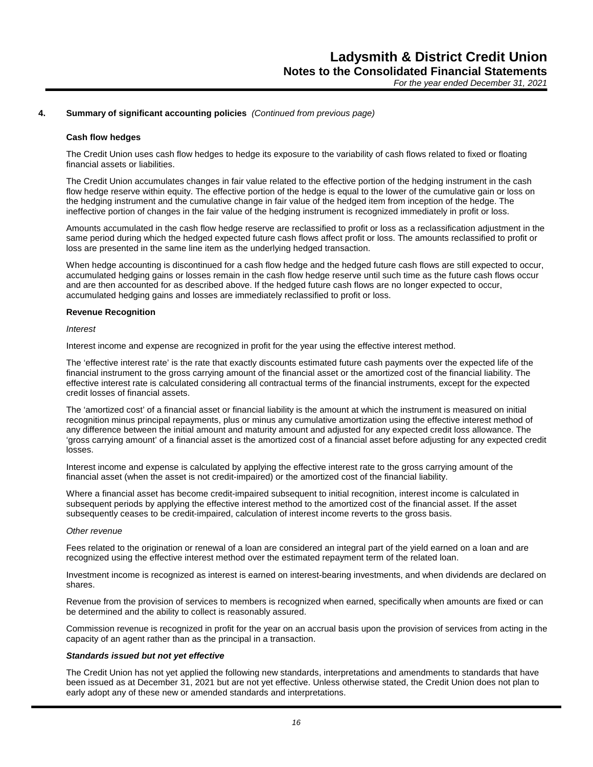## 4. Summary of significant accounting policies *(Continued from previous page)*

### Cash flow hedges

The Credit Union uses cash flow hedges to hedge its exposure to the variability of cash flows related to fixed or floating financial assets or liabilities.

The Credit Union accumulates changes in fair value related to the effective portion of the hedging instrument in the cash flow hedge reserve within equity. The effective portion of the hedge is equal to the lower of the cumulative gain or loss on the hedging instrument and the cumulative change in fair value of the hedged item from inception of the hedge. The ineffective portion of changes in the fair value of the hedging instrument is recognized immediately in profit or loss.

Amounts accumulated in the cash flow hedge reserve are reclassified to profit or loss as a reclassification adjustment in the same period during which the hedged expected future cash flows affect profit or loss. The amounts reclassified to profit or loss are presented in the same line item as the underlying hedged transaction.

When hedge accounting is discontinued for a cash flow hedge and the hedged future cash flows are still expected to occur, accumulated hedging gains or losses remain in the cash flow hedge reserve until such time as the future cash flows occur and are then accounted for as described above. If the hedged future cash flows are no longer expected to occur, accumulated hedging gains and losses are immediately reclassified to profit or loss.

### Revenue Recognition

*Interest*

Interest income and expense are recognized in profit for the year using the effective interest method.

The 'effective interest rate' is the rate that exactly discounts estimated future cash payments over the expected life of the financial instrument to the gross carrying amount of the financial asset or the amortized cost of the financial liability. The effective interest rate is calculated considering all contractual terms of the financial instruments, except for the expected credit losses of financial assets.

The 'amortized cost' of a financial asset or financial liability is the amount at which the instrument is measured on initial recognition minus principal repayments, plus or minus any cumulative amortization using the effective interest method of any difference between the initial amount and maturity amount and adjusted for any expected credit loss allowance. The 'gross carrying amount' of a financial asset is the amortized cost of a financial asset before adjusting for any expected credit losses.

Interest income and expense is calculated by applying the effective interest rate to the gross carrying amount of the financial asset (when the asset is not credit-impaired) or the amortized cost of the financial liability.

Where a financial asset has become credit-impaired subsequent to initial recognition, interest income is calculated in subsequent periods by applying the effective interest method to the amortized cost of the financial asset. If the asset subsequently ceases to be credit-impaired, calculation of interest income reverts to the gross basis.

*Other revenue*

Fees related to the origination or renewal of a loan are considered an integral part of the yield earned on a loan and are recognized using the effective interest method over the estimated repayment term of the related loan.

Investment income is recognized as interest is earned on interest-bearing investments, and when dividends are declared on shares.

Revenue from the provision of services to members is recognized when earned, specifically when amounts are fixed or can be determined and the ability to collect is reasonably assured.

Commission revenue is recognized in profit for the year on an accrual basis upon the provision of services from acting in the capacity of an agent rather than as the principal in a transaction.

***Standards issued but not yet effective***

The Credit Union has not yet applied the following new standards, interpretations and amendments to standards that have been issued as at December 31, 2021 but are not yet effective. Unless otherwise stated, the Credit Union does not plan to early adopt any of these new or amended standards and interpretations.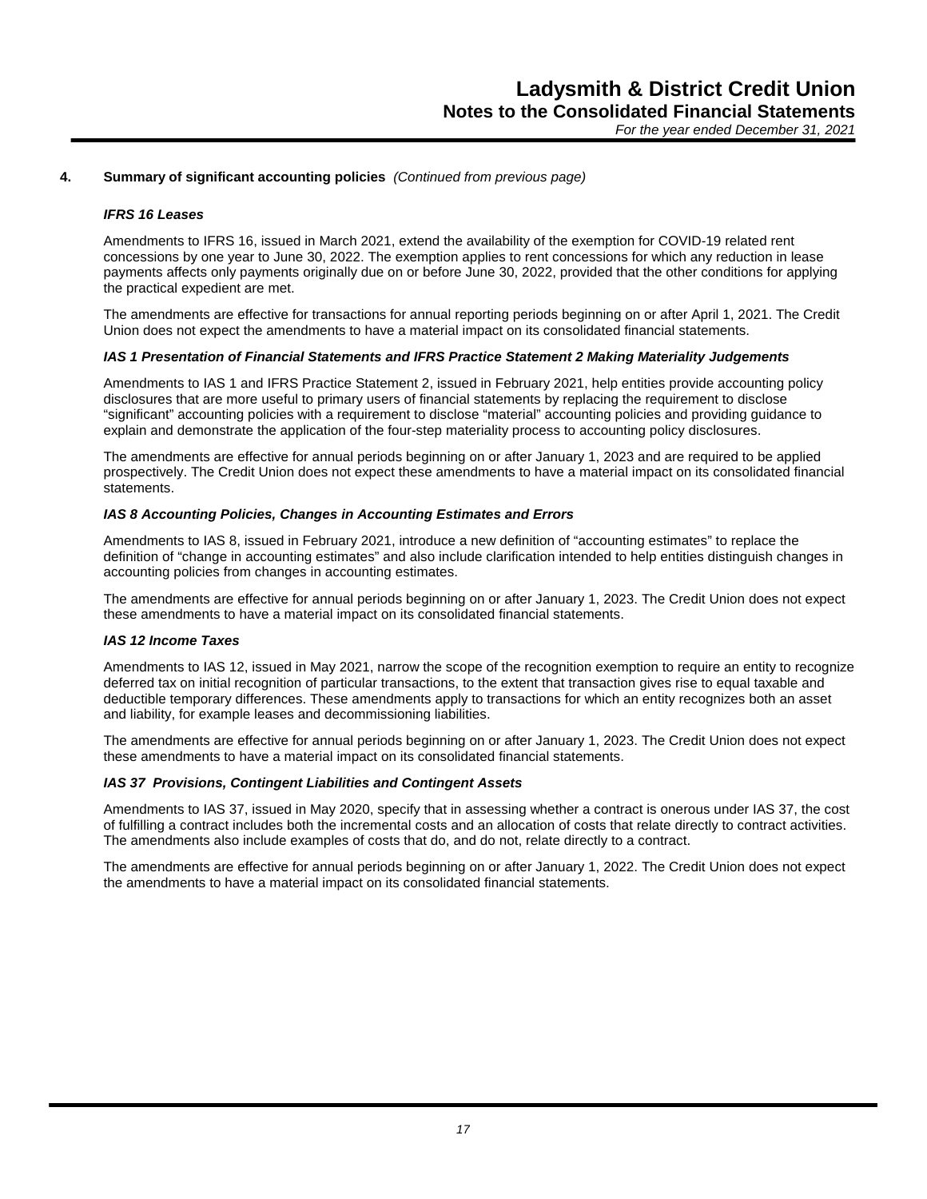## 4. Summary of significant accounting policies *(Continued from previous page)*

### *IFRS 16 Leases*

Amendments to IFRS 16, issued in March 2021, extend the availability of the exemption for COVID-19 related rent concessions by one year to June 30, 2022. The exemption applies to rent concessions for which any reduction in lease payments affects only payments originally due on or before June 30, 2022, provided that the other conditions for applying the practical expedient are met.

The amendments are effective for transactions for annual reporting periods beginning on or after April 1, 2021. The Credit Union does not expect the amendments to have a material impact on its consolidated financial statements.

### *IAS 1 Presentation of Financial Statements and IFRS Practice Statement 2 Making Materiality Judgements*

Amendments to IAS 1 and IFRS Practice Statement 2, issued in February 2021, help entities provide accounting policy disclosures that are more useful to primary users of financial statements by replacing the requirement to disclose "significant" accounting policies with a requirement to disclose "material" accounting policies and providing guidance to explain and demonstrate the application of the four-step materiality process to accounting policy disclosures.

The amendments are effective for annual periods beginning on or after January 1, 2023 and are required to be applied prospectively. The Credit Union does not expect these amendments to have a material impact on its consolidated financial statements.

### *IAS 8 Accounting Policies, Changes in Accounting Estimates and Errors*

Amendments to IAS 8, issued in February 2021, introduce a new definition of "accounting estimates" to replace the definition of "change in accounting estimates" and also include clarification intended to help entities distinguish changes in accounting policies from changes in accounting estimates.

The amendments are effective for annual periods beginning on or after January 1, 2023. The Credit Union does not expect these amendments to have a material impact on its consolidated financial statements.

### *IAS 12 Income Taxes*

Amendments to IAS 12, issued in May 2021, narrow the scope of the recognition exemption to require an entity to recognize deferred tax on initial recognition of particular transactions, to the extent that transaction gives rise to equal taxable and deductible temporary differences. These amendments apply to transactions for which an entity recognizes both an asset and liability, for example leases and decommissioning liabilities.

The amendments are effective for annual periods beginning on or after January 1, 2023. The Credit Union does not expect these amendments to have a material impact on its consolidated financial statements.

### *IAS 37 Provisions, Contingent Liabilities and Contingent Assets*

Amendments to IAS 37, issued in May 2020, specify that in assessing whether a contract is onerous under IAS 37, the cost of fulfilling a contract includes both the incremental costs and an allocation of costs that relate directly to contract activities. The amendments also include examples of costs that do, and do not, relate directly to a contract.

The amendments are effective for annual periods beginning on or after January 1, 2022. The Credit Union does not expect the amendments to have a material impact on its consolidated financial statements.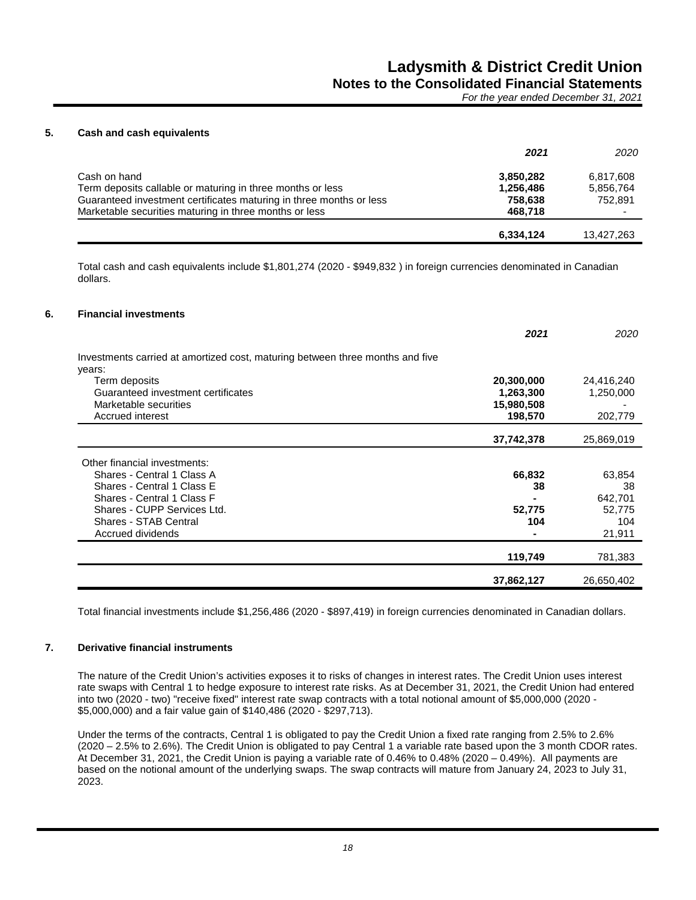## 5. Cash and cash equivalents

| | **2021** | *2020* |
|---|---|---|
| Cash on hand | **3,850,282** | 6,817,608 |
| Term deposits callable or maturing in three months or less | **1,256,486** | 5,856,764 |
| Guaranteed investment certificates maturing in three months or less | **758,638** | 752,891 |
| Marketable securities maturing in three months or less | **468,718** | - |
| | **6,334,124** | 13,427,263 |

Total cash and cash equivalents include $1,801,274 (2020 - $949,832 ) in foreign currencies denominated in Canadian dollars.

## 6. Financial investments

| | **2021** | *2020* |
|---|---|---|
| Investments carried at amortized cost, maturing between three months and five years: | | |
| Term deposits | **20,300,000** | 24,416,240 |
| Guaranteed investment certificates | **1,263,300** | 1,250,000 |
| Marketable securities | **15,980,508** | - |
| Accrued interest | **198,570** | 202,779 |
| | **37,742,378** | 25,869,019 |
| Other financial investments: | | |
| Shares - Central 1 Class A | **66,832** | 63,854 |
| Shares - Central 1 Class E | **38** | 38 |
| Shares - Central 1 Class F | **-** | 642,701 |
| Shares - CUPP Services Ltd. | **52,775** | 52,775 |
| Shares - STAB Central | **104** | 104 |
| Accrued dividends | **-** | 21,911 |
| | **119,749** | 781,383 |
| | **37,862,127** | 26,650,402 |

Total financial investments include $1,256,486 (2020 - $897,419) in foreign currencies denominated in Canadian dollars.

## 7. Derivative financial instruments

The nature of the Credit Union's activities exposes it to risks of changes in interest rates. The Credit Union uses interest rate swaps with Central 1 to hedge exposure to interest rate risks. As at December 31, 2021, the Credit Union had entered into two (2020 - two) "receive fixed" interest rate swap contracts with a total notional amount of $5,000,000 (2020 - $5,000,000) and a fair value gain of $140,486 (2020 - $297,713).

Under the terms of the contracts, Central 1 is obligated to pay the Credit Union a fixed rate ranging from 2.5% to 2.6% (2020 – 2.5% to 2.6%). The Credit Union is obligated to pay Central 1 a variable rate based upon the 3 month CDOR rates. At December 31, 2021, the Credit Union is paying a variable rate of 0.46% to 0.48% (2020 – 0.49%). All payments are based on the notional amount of the underlying swaps. The swap contracts will mature from January 24, 2023 to July 31, 2023.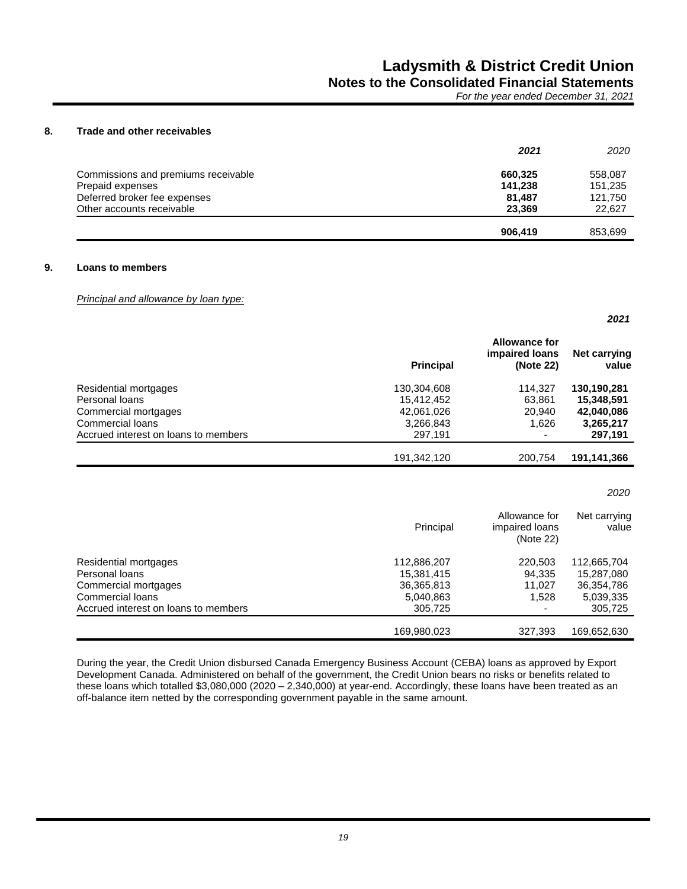## 8. Trade and other receivables

| | 2021 | 2020 |
|---|---|---|
| Commissions and premiums receivable | **660,325** | 558,087 |
| Prepaid expenses | **141,238** | 151,235 |
| Deferred broker fee expenses | **81,487** | 121,750 |
| Other accounts receivable | **23,369** | 22,627 |
| | **906,419** | 853,699 |

## 9. Loans to members

*Principal and allowance by loan type:*

***2021***

| | Principal | Allowance for impaired loans (Note 22) | Net carrying value |
|---|---|---|---|
| Residential mortgages | 130,304,608 | 114,327 | **130,190,281** |
| Personal loans | 15,412,452 | 63,861 | **15,348,591** |
| Commercial mortgages | 42,061,026 | 20,940 | **42,040,086** |
| Commercial loans | 3,266,843 | 1,626 | **3,265,217** |
| Accrued interest on loans to members | 297,191 | - | **297,191** |
| | 191,342,120 | 200,754 | **191,141,366** |

*2020*

| | Principal | Allowance for impaired loans (Note 22) | Net carrying value |
|---|---|---|---|
| Residential mortgages | 112,886,207 | 220,503 | 112,665,704 |
| Personal loans | 15,381,415 | 94,335 | 15,287,080 |
| Commercial mortgages | 36,365,813 | 11,027 | 36,354,786 |
| Commercial loans | 5,040,863 | 1,528 | 5,039,335 |
| Accrued interest on loans to members | 305,725 | - | 305,725 |
| | 169,980,023 | 327,393 | 169,652,630 |

During the year, the Credit Union disbursed Canada Emergency Business Account (CEBA) loans as approved by Export Development Canada. Administered on behalf of the government, the Credit Union bears no risks or benefits related to these loans which totalled $3,080,000 (2020 – 2,340,000) at year-end. Accordingly, these loans have been treated as an off-balance item netted by the corresponding government payable in the same amount.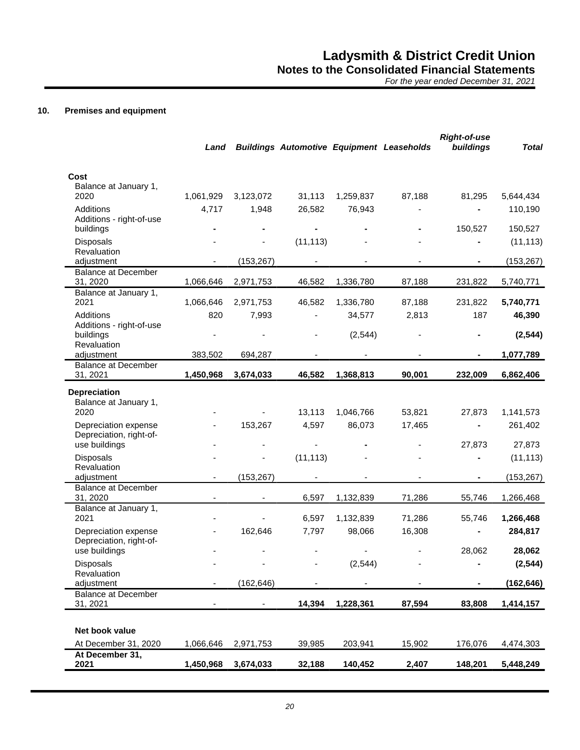## 10. Premises and equipment

| | *Land* | *Buildings* | *Automotive* | *Equipment* | *Leaseholds* | *Right-of-use buildings* | *Total* |
|---|---|---|---|---|---|---|---|
| **Cost** | | | | | | | |
| Balance at January 1, 2020 | 1,061,929 | 3,123,072 | 31,113 | 1,259,837 | 87,188 | 81,295 | 5,644,434 |
| Additions | 4,717 | 1,948 | 26,582 | 76,943 | - | - | 110,190 |
| Additions - right-of-use buildings | - | - | - | - | - | 150,527 | 150,527 |
| Disposals | - | - | (11,113) | - | - | - | (11,113) |
| Revaluation adjustment | - | (153,267) | - | - | - | - | (153,267) |
| Balance at December 31, 2020 | 1,066,646 | 2,971,753 | 46,582 | 1,336,780 | 87,188 | 231,822 | 5,740,771 |
| Balance at January 1, 2021 | 1,066,646 | 2,971,753 | 46,582 | 1,336,780 | 87,188 | 231,822 | **5,740,771** |
| Additions | 820 | 7,993 | - | 34,577 | 2,813 | 187 | **46,390** |
| Additions - right-of-use buildings | - | - | - | (2,544) | - | - | **(2,544)** |
| Revaluation adjustment | 383,502 | 694,287 | - | - | - | - | **1,077,789** |
| Balance at December 31, 2021 | **1,450,968** | **3,674,033** | **46,582** | **1,368,813** | **90,001** | **232,009** | **6,862,406** |
| **Depreciation** | | | | | | | |
| Balance at January 1, 2020 | - | - | 13,113 | 1,046,766 | 53,821 | 27,873 | 1,141,573 |
| Depreciation expense | - | 153,267 | 4,597 | 86,073 | 17,465 | - | 261,402 |
| Depreciation, right-of-use buildings | - | - | - | - | - | 27,873 | 27,873 |
| Disposals | - | - | (11,113) | - | - | - | (11,113) |
| Revaluation adjustment | - | (153,267) | - | - | - | - | (153,267) |
| Balance at December 31, 2020 | - | - | 6,597 | 1,132,839 | 71,286 | 55,746 | 1,266,468 |
| Balance at January 1, 2021 | - | - | 6,597 | 1,132,839 | 71,286 | 55,746 | **1,266,468** |
| Depreciation expense | - | 162,646 | 7,797 | 98,066 | 16,308 | - | **284,817** |
| Depreciation, right-of-use buildings | - | - | - | - | - | 28,062 | **28,062** |
| Disposals | - | - | - | (2,544) | - | - | **(2,544)** |
| Revaluation adjustment | - | (162,646) | - | - | - | - | **(162,646)** |
| Balance at December 31, 2021 | - | - | **14,394** | **1,228,361** | **87,594** | **83,808** | **1,414,157** |
| **Net book value** | | | | | | | |
| At December 31, 2020 | 1,066,646 | 2,971,753 | 39,985 | 203,941 | 15,902 | 176,076 | 4,474,303 |
| **At December 31, 2021** | **1,450,968** | **3,674,033** | **32,188** | **140,452** | **2,407** | **148,201** | **5,448,249** |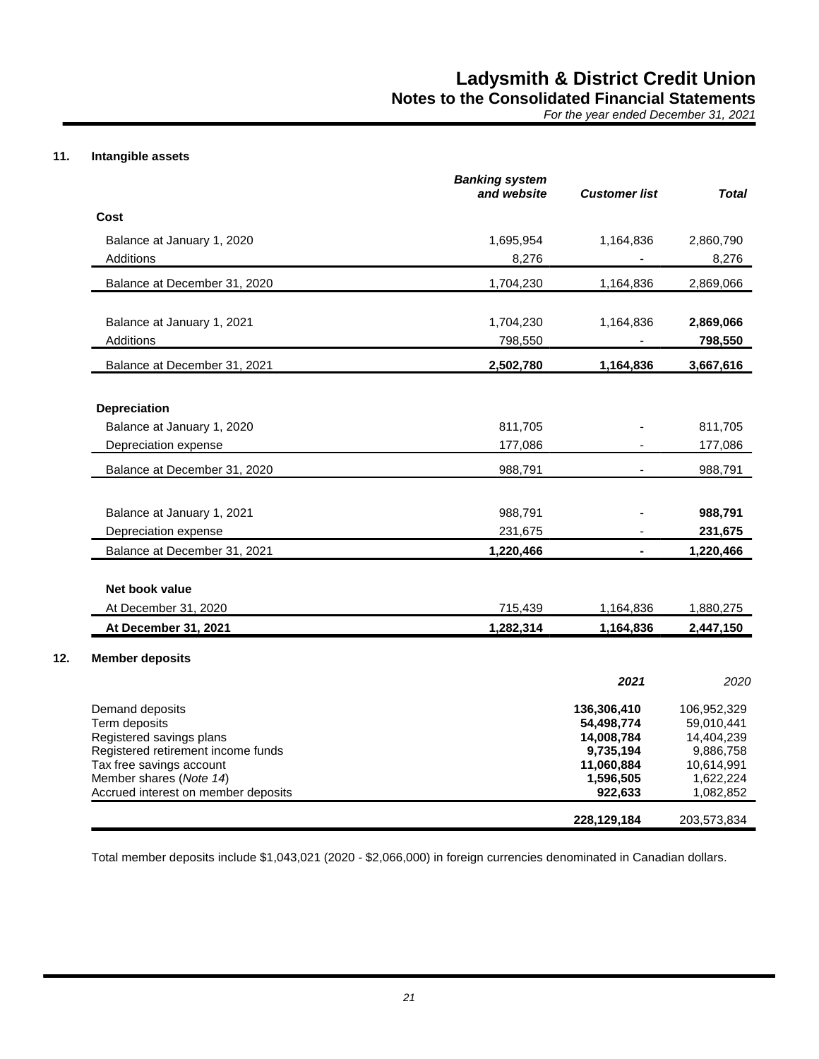## 11. Intangible assets

| | *Banking system and website* | *Customer list* | *Total* |
|---|---|---|---|
| **Cost** | | | |
| Balance at January 1, 2020 | 1,695,954 | 1,164,836 | 2,860,790 |
| Additions | 8,276 | - | 8,276 |
| Balance at December 31, 2020 | 1,704,230 | 1,164,836 | 2,869,066 |
| | | | |
| Balance at January 1, 2021 | 1,704,230 | 1,164,836 | **2,869,066** |
| Additions | 798,550 | - | **798,550** |
| Balance at December 31, 2021 | **2,502,780** | **1,164,836** | **3,667,616** |
| | | | |
| **Depreciation** | | | |
| Balance at January 1, 2020 | 811,705 | - | 811,705 |
| Depreciation expense | 177,086 | - | 177,086 |
| Balance at December 31, 2020 | 988,791 | - | 988,791 |
| | | | |
| Balance at January 1, 2021 | 988,791 | - | **988,791** |
| Depreciation expense | 231,675 | - | **231,675** |
| Balance at December 31, 2021 | **1,220,466** | **-** | **1,220,466** |
| | | | |
| **Net book value** | | | |
| At December 31, 2020 | 715,439 | 1,164,836 | 1,880,275 |
| **At December 31, 2021** | **1,282,314** | **1,164,836** | **2,447,150** |

## 12. Member deposits

| | ***2021*** | *2020* |
|---|---|---|
| Demand deposits | **136,306,410** | 106,952,329 |
| Term deposits | **54,498,774** | 59,010,441 |
| Registered savings plans | **14,008,784** | 14,404,239 |
| Registered retirement income funds | **9,735,194** | 9,886,758 |
| Tax free savings account | **11,060,884** | 10,614,991 |
| Member shares (*Note 14*) | **1,596,505** | 1,622,224 |
| Accrued interest on member deposits | **922,633** | 1,082,852 |
| | **228,129,184** | 203,573,834 |

Total member deposits include $1,043,021 (2020 - $2,066,000) in foreign currencies denominated in Canadian dollars.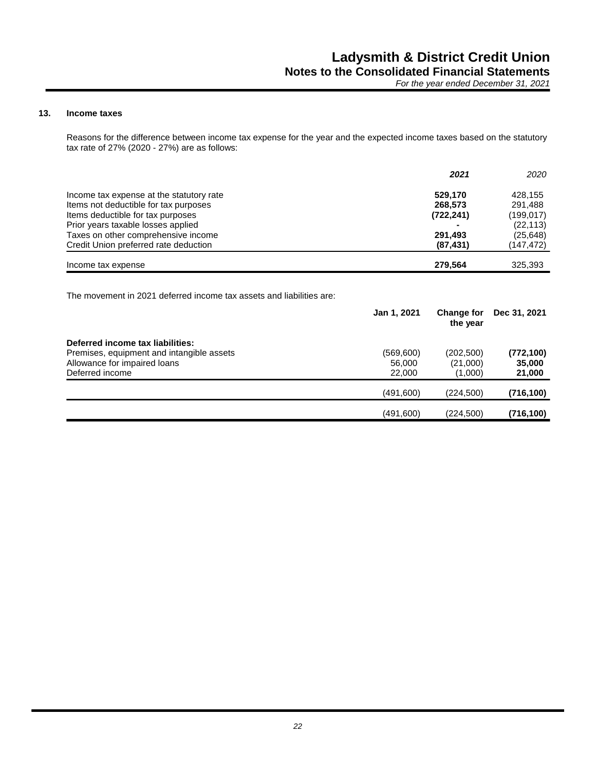## 13. Income taxes

Reasons for the difference between income tax expense for the year and the expected income taxes based on the statutory tax rate of 27% (2020 - 27%) are as follows:

| | **2021** | *2020* |
|---|---|---|
| Income tax expense at the statutory rate | **529,170** | 428,155 |
| Items not deductible for tax purposes | **268,573** | 291,488 |
| Items deductible for tax purposes | **(722,241)** | (199,017) |
| Prior years taxable losses applied | **-** | (22,113) |
| Taxes on other comprehensive income | **291,493** | (25,648) |
| Credit Union preferred rate deduction | **(87,431)** | (147,472) |
| Income tax expense | **279,564** | 325,393 |

The movement in 2021 deferred income tax assets and liabilities are:

| | **Jan 1, 2021** | **Change for the year** | **Dec 31, 2021** |
|---|---|---|---|
| **Deferred income tax liabilities:** | | | |
| Premises, equipment and intangible assets | (569,600) | (202,500) | **(772,100)** |
| Allowance for impaired loans | 56,000 | (21,000) | **35,000** |
| Deferred income | 22,000 | (1,000) | **21,000** |
| | (491,600) | (224,500) | **(716,100)** |
| | (491,600) | (224,500) | **(716,100)** |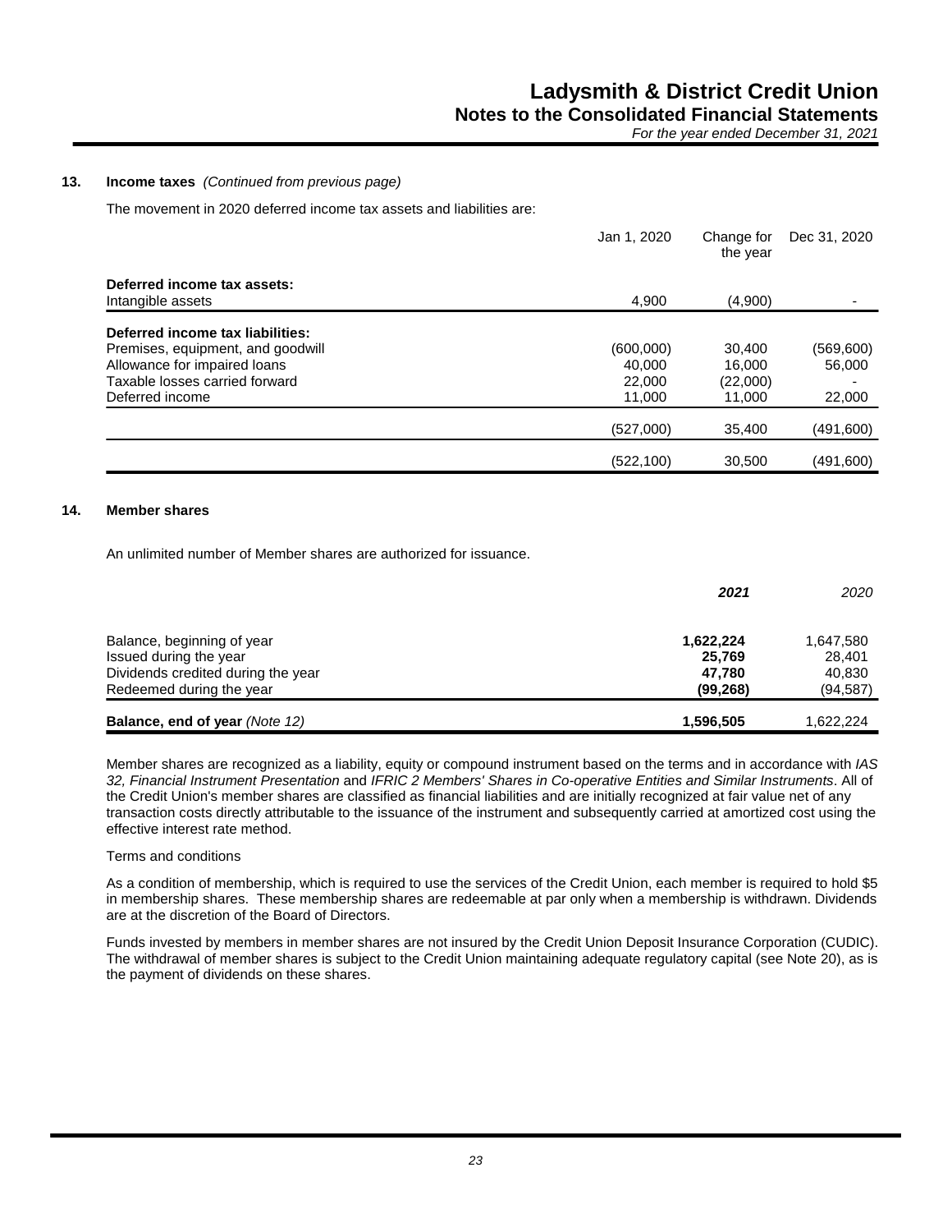## 13. Income taxes *(Continued from previous page)*

The movement in 2020 deferred income tax assets and liabilities are:

| | Jan 1, 2020 | Change for the year | Dec 31, 2020 |
|---|---|---|---|
| **Deferred income tax assets:** | | | |
| Intangible assets | 4,900 | (4,900) | - |
| **Deferred income tax liabilities:** | | | |
| Premises, equipment, and goodwill | (600,000) | 30,400 | (569,600) |
| Allowance for impaired loans | 40,000 | 16,000 | 56,000 |
| Taxable losses carried forward | 22,000 | (22,000) | - |
| Deferred income | 11,000 | 11,000 | 22,000 |
| | (527,000) | 35,400 | (491,600) |
| | (522,100) | 30,500 | (491,600) |

## 14. Member shares

An unlimited number of Member shares are authorized for issuance.

| | ***2021*** | *2020* |
|---|---|---|
| Balance, beginning of year | **1,622,224** | 1,647,580 |
| Issued during the year | **25,769** | 28,401 |
| Dividends credited during the year | **47,780** | 40,830 |
| Redeemed during the year | **(99,268)** | (94,587) |
| **Balance, end of year** *(Note 12)* | **1,596,505** | 1,622,224 |

Member shares are recognized as a liability, equity or compound instrument based on the terms and in accordance with *IAS 32, Financial Instrument Presentation* and *IFRIC 2 Members' Shares in Co-operative Entities and Similar Instruments*. All of the Credit Union's member shares are classified as financial liabilities and are initially recognized at fair value net of any transaction costs directly attributable to the issuance of the instrument and subsequently carried at amortized cost using the effective interest rate method.

Terms and conditions

As a condition of membership, which is required to use the services of the Credit Union, each member is required to hold $5 in membership shares. These membership shares are redeemable at par only when a membership is withdrawn. Dividends are at the discretion of the Board of Directors.

Funds invested by members in member shares are not insured by the Credit Union Deposit Insurance Corporation (CUDIC). The withdrawal of member shares is subject to the Credit Union maintaining adequate regulatory capital (see Note 20), as is the payment of dividends on these shares.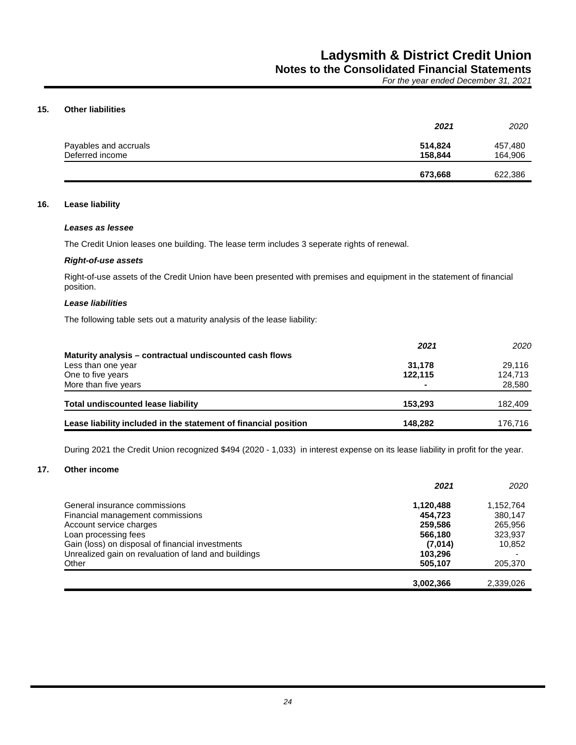## 15. Other liabilities

| | **2021** | *2020* |
|---|---|---|
| Payables and accruals | **514,824** | 457,480 |
| Deferred income | **158,844** | 164,906 |
| | **673,668** | 622,386 |

## 16. Lease liability

### *Leases as lessee*

The Credit Union leases one building. The lease term includes 3 seperate rights of renewal.

### *Right-of-use assets*

Right-of-use assets of the Credit Union have been presented with premises and equipment in the statement of financial position.

### *Lease liabilities*

The following table sets out a maturity analysis of the lease liability:

| | **2021** | *2020* |
|---|---|---|
| **Maturity analysis – contractual undiscounted cash flows** | | |
| Less than one year | **31,178** | 29,116 |
| One to five years | **122,115** | 124,713 |
| More than five years | **-** | 28,580 |
| **Total undiscounted lease liability** | **153,293** | 182,409 |
| **Lease liability included in the statement of financial position** | **148,282** | 176,716 |

During 2021 the Credit Union recognized $494 (2020 - 1,033) in interest expense on its lease liability in profit for the year.

## 17. Other income

| | **2021** | *2020* |
|---|---|---|
| General insurance commissions | **1,120,488** | 1,152,764 |
| Financial management commissions | **454,723** | 380,147 |
| Account service charges | **259,586** | 265,956 |
| Loan processing fees | **566,180** | 323,937 |
| Gain (loss) on disposal of financial investments | **(7,014)** | 10,852 |
| Unrealized gain on revaluation of land and buildings | **103,296** | - |
| Other | **505,107** | 205,370 |
| | **3,002,366** | 2,339,026 |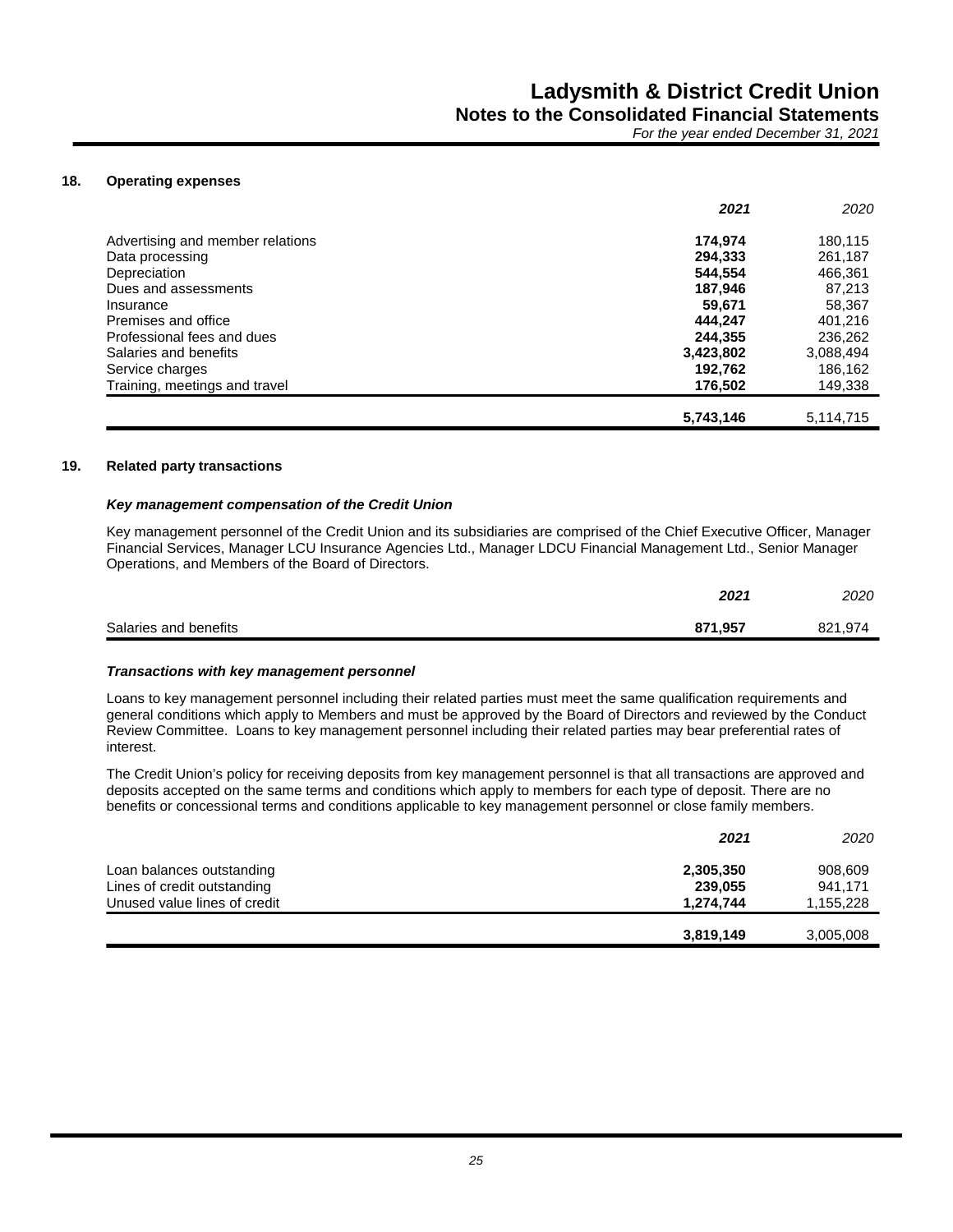## 18. Operating expenses

| | 2021 | 2020 |
|---|---|---|
| Advertising and member relations | **174,974** | 180,115 |
| Data processing | **294,333** | 261,187 |
| Depreciation | **544,554** | 466,361 |
| Dues and assessments | **187,946** | 87,213 |
| Insurance | **59,671** | 58,367 |
| Premises and office | **444,247** | 401,216 |
| Professional fees and dues | **244,355** | 236,262 |
| Salaries and benefits | **3,423,802** | 3,088,494 |
| Service charges | **192,762** | 186,162 |
| Training, meetings and travel | **176,502** | 149,338 |
| | **5,743,146** | 5,114,715 |

## 19. Related party transactions

### *Key management compensation of the Credit Union*

Key management personnel of the Credit Union and its subsidiaries are comprised of the Chief Executive Officer, Manager Financial Services, Manager LCU Insurance Agencies Ltd., Manager LDCU Financial Management Ltd., Senior Manager Operations, and Members of the Board of Directors.

| | 2021 | 2020 |
|---|---|---|
| Salaries and benefits | **871,957** | 821,974 |

### *Transactions with key management personnel*

Loans to key management personnel including their related parties must meet the same qualification requirements and general conditions which apply to Members and must be approved by the Board of Directors and reviewed by the Conduct Review Committee. Loans to key management personnel including their related parties may bear preferential rates of interest.

The Credit Union's policy for receiving deposits from key management personnel is that all transactions are approved and deposits accepted on the same terms and conditions which apply to members for each type of deposit. There are no benefits or concessional terms and conditions applicable to key management personnel or close family members.

| | 2021 | 2020 |
|---|---|---|
| Loan balances outstanding | **2,305,350** | 908,609 |
| Lines of credit outstanding | **239,055** | 941,171 |
| Unused value lines of credit | **1,274,744** | 1,155,228 |
| | **3,819,149** | 3,005,008 |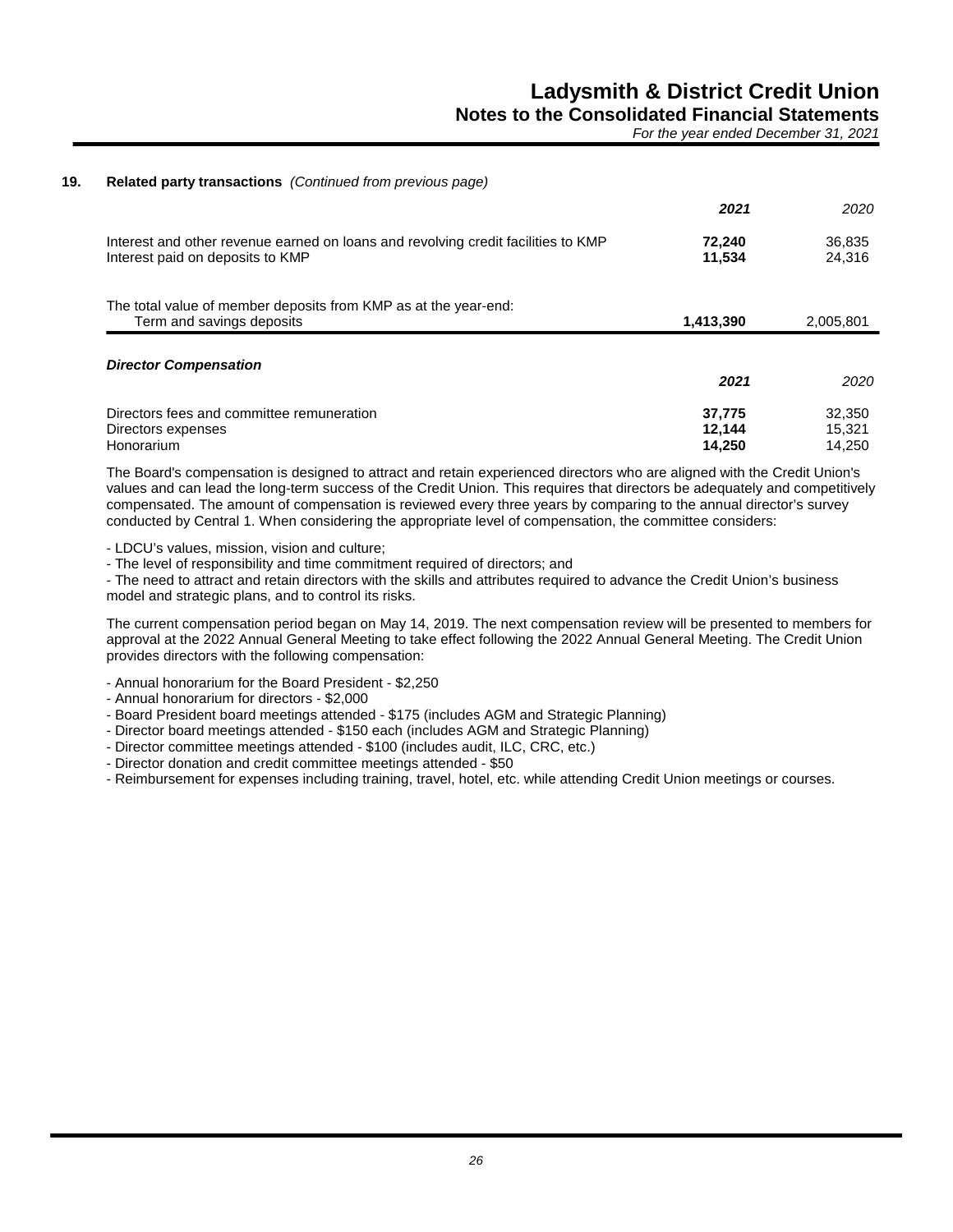## 19. Related party transactions *(Continued from previous page)*

| | 2021 | 2020 |
|---|---|---|
| Interest and other revenue earned on loans and revolving credit facilities to KMP | **72,240** | 36,835 |
| Interest paid on deposits to KMP | **11,534** | 24,316 |
| The total value of member deposits from KMP as at the year-end: | | |
| Term and savings deposits | **1,413,390** | 2,005,801 |

### *Director Compensation*

| | 2021 | 2020 |
|---|---|---|
| Directors fees and committee remuneration | **37,775** | 32,350 |
| Directors expenses | **12,144** | 15,321 |
| Honorarium | **14,250** | 14,250 |

The Board's compensation is designed to attract and retain experienced directors who are aligned with the Credit Union's values and can lead the long-term success of the Credit Union. This requires that directors be adequately and competitively compensated. The amount of compensation is reviewed every three years by comparing to the annual director's survey conducted by Central 1. When considering the appropriate level of compensation, the committee considers:

- LDCU's values, mission, vision and culture;
- The level of responsibility and time commitment required of directors; and
- The need to attract and retain directors with the skills and attributes required to advance the Credit Union's business model and strategic plans, and to control its risks.

The current compensation period began on May 14, 2019. The next compensation review will be presented to members for approval at the 2022 Annual General Meeting to take effect following the 2022 Annual General Meeting. The Credit Union provides directors with the following compensation:

- Annual honorarium for the Board President - $2,250
- Annual honorarium for directors - $2,000
- Board President board meetings attended - $175 (includes AGM and Strategic Planning)
- Director board meetings attended - $150 each (includes AGM and Strategic Planning)
- Director committee meetings attended - $100 (includes audit, ILC, CRC, etc.)
- Director donation and credit committee meetings attended - $50
- Reimbursement for expenses including training, travel, hotel, etc. while attending Credit Union meetings or courses.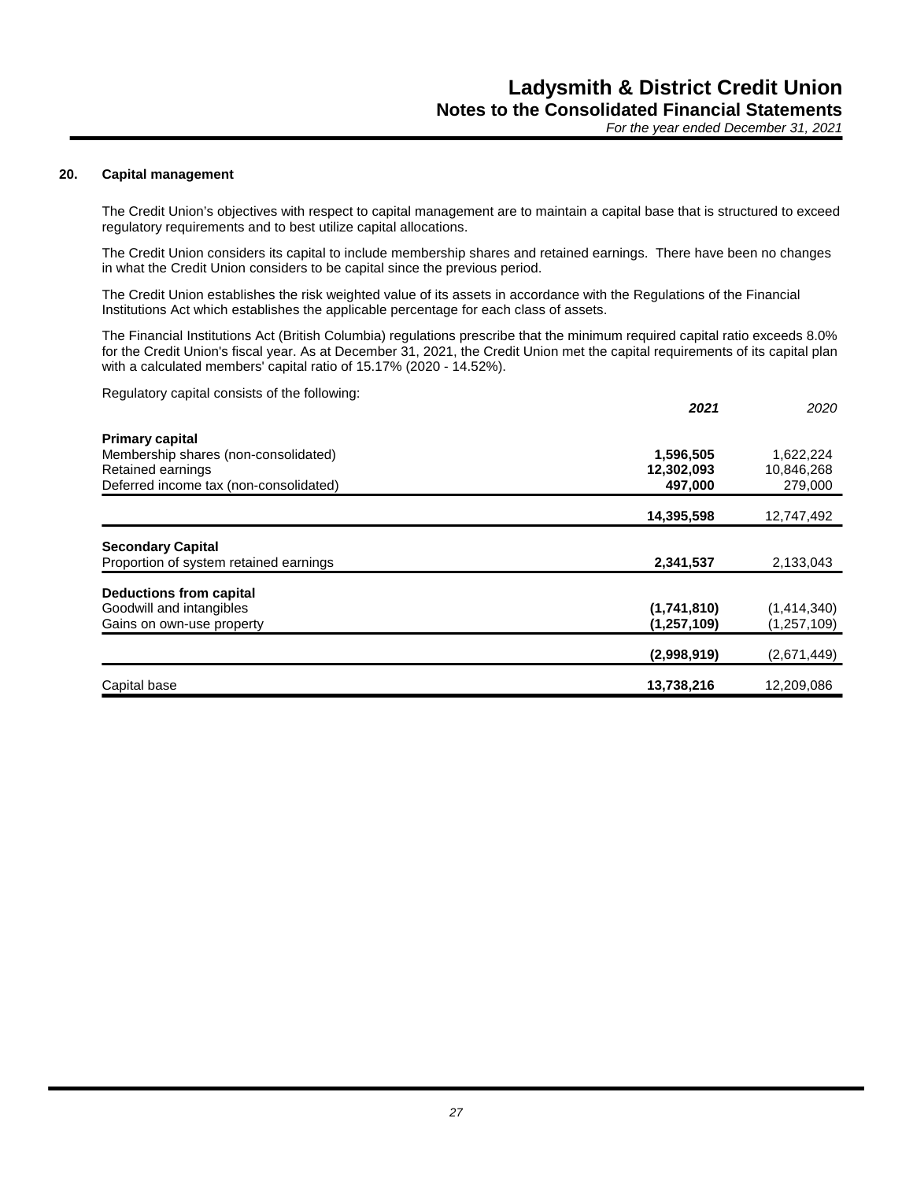## 20. Capital management

The Credit Union's objectives with respect to capital management are to maintain a capital base that is structured to exceed regulatory requirements and to best utilize capital allocations.

The Credit Union considers its capital to include membership shares and retained earnings. There have been no changes in what the Credit Union considers to be capital since the previous period.

The Credit Union establishes the risk weighted value of its assets in accordance with the Regulations of the Financial Institutions Act which establishes the applicable percentage for each class of assets.

The Financial Institutions Act (British Columbia) regulations prescribe that the minimum required capital ratio exceeds 8.0% for the Credit Union's fiscal year. As at December 31, 2021, the Credit Union met the capital requirements of its capital plan with a calculated members' capital ratio of 15.17% (2020 - 14.52%).

Regulatory capital consists of the following:

| | ***2021*** | *2020* |
|---|---|---|
| **Primary capital** | | |
| Membership shares (non-consolidated) | **1,596,505** | 1,622,224 |
| Retained earnings | **12,302,093** | 10,846,268 |
| Deferred income tax (non-consolidated) | **497,000** | 279,000 |
| | **14,395,598** | 12,747,492 |
| **Secondary Capital** | | |
| Proportion of system retained earnings | **2,341,537** | 2,133,043 |
| **Deductions from capital** | | |
| Goodwill and intangibles | **(1,741,810)** | (1,414,340) |
| Gains on own-use property | **(1,257,109)** | (1,257,109) |
| | **(2,998,919)** | (2,671,449) |
| Capital base | **13,738,216** | 12,209,086 |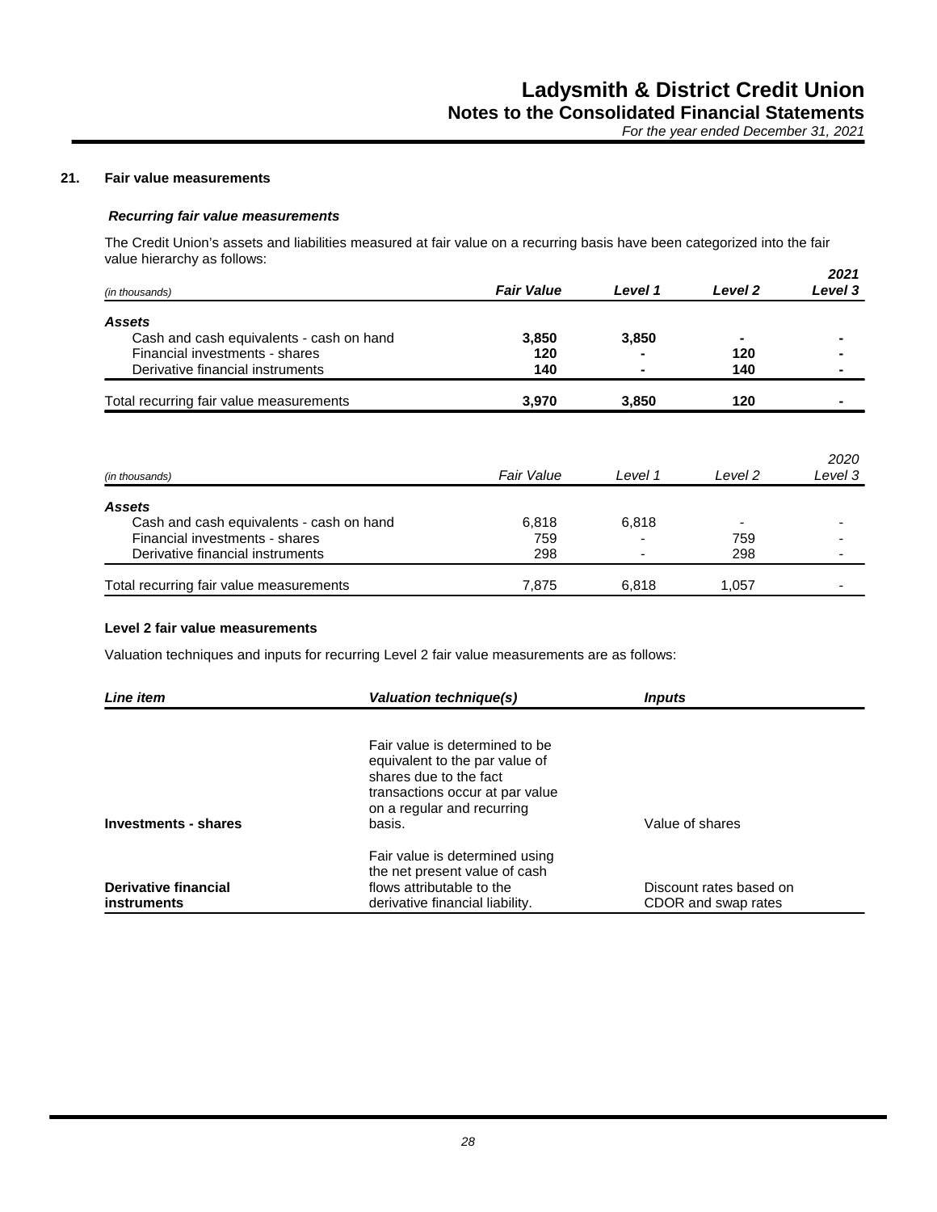## 21. Fair value measurements

### *Recurring fair value measurements*

The Credit Union's assets and liabilities measured at fair value on a recurring basis have been categorized into the fair value hierarchy as follows:

| *(in thousands)* | ***Fair Value*** | ***Level 1*** | ***Level 2*** | ***2021 Level 3*** |
|---|---|---|---|---|
| ***Assets*** | | | | |
| Cash and cash equivalents - cash on hand | **3,850** | **3,850** | **-** | **-** |
| Financial investments - shares | **120** | **-** | **120** | **-** |
| Derivative financial instruments | **140** | **-** | **140** | **-** |
| Total recurring fair value measurements | **3,970** | **3,850** | **120** | **-** |

| *(in thousands)* | *Fair Value* | *Level 1* | *Level 2* | *2020 Level 3* |
|---|---|---|---|---|
| ***Assets*** | | | | |
| Cash and cash equivalents - cash on hand | 6,818 | 6,818 | - | - |
| Financial investments - shares | 759 | - | 759 | - |
| Derivative financial instruments | 298 | - | 298 | - |
| Total recurring fair value measurements | 7,875 | 6,818 | 1,057 | - |

**Level 2 fair value measurements**

Valuation techniques and inputs for recurring Level 2 fair value measurements are as follows:

| ***Line item*** | ***Valuation technique(s)*** | ***Inputs*** |
|---|---|---|
| **Investments - shares** | Fair value is determined to be equivalent to the par value of shares due to the fact transactions occur at par value on a regular and recurring basis. | Value of shares |
| **Derivative financial instruments** | Fair value is determined using the net present value of cash flows attributable to the derivative financial liability. | Discount rates based on CDOR and swap rates |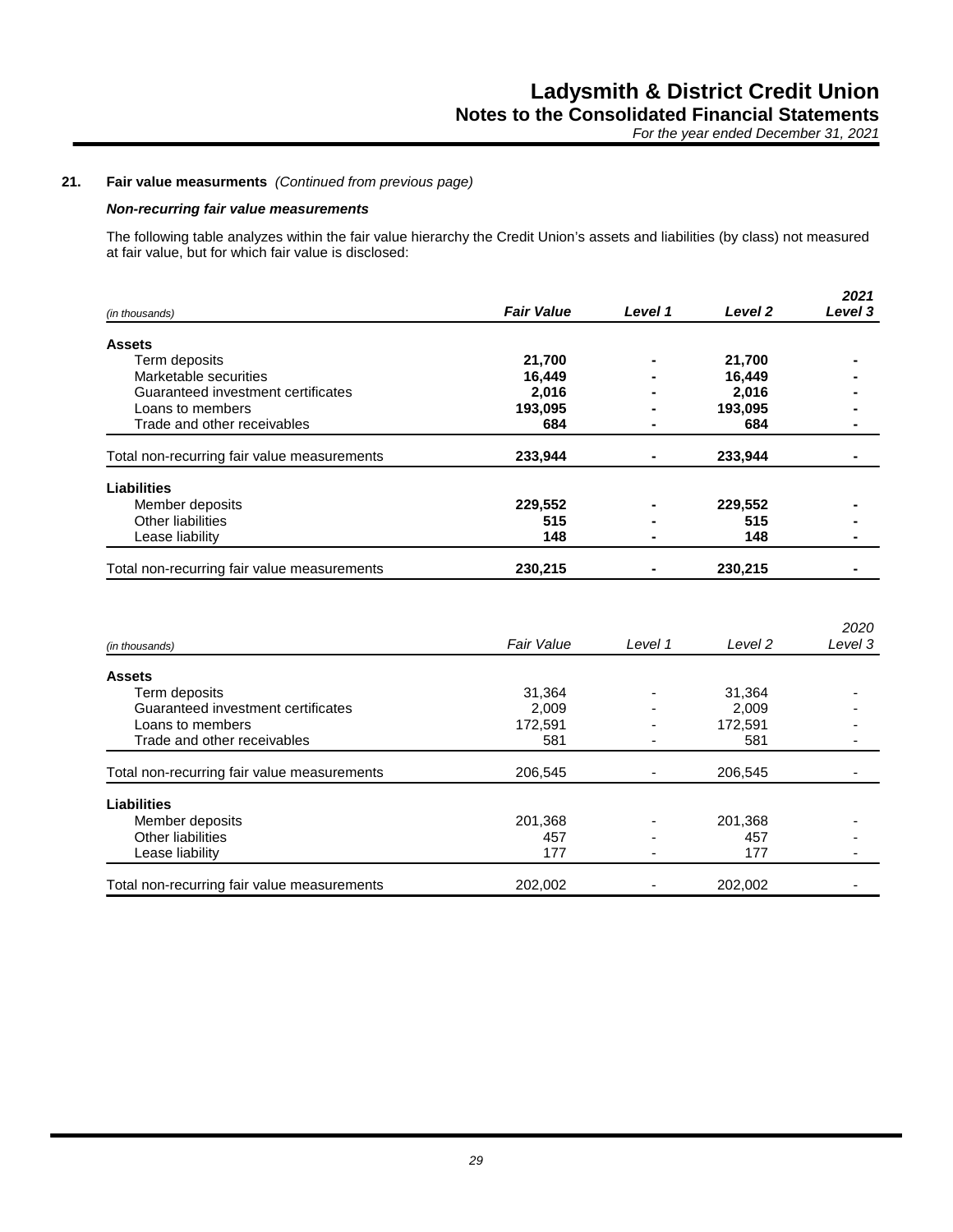## 21. Fair value measurments *(Continued from previous page)*

***Non-recurring fair value measurements***

The following table analyzes within the fair value hierarchy the Credit Union's assets and liabilities (by class) not measured at fair value, but for which fair value is disclosed:

| *(in thousands)* | ***Fair Value*** | ***Level 1*** | ***Level 2*** | ***2021 Level 3*** |
|---|---|---|---|---|
| **Assets** | | | | |
| Term deposits | **21,700** | **-** | **21,700** | **-** |
| Marketable securities | **16,449** | **-** | **16,449** | **-** |
| Guaranteed investment certificates | **2,016** | **-** | **2,016** | **-** |
| Loans to members | **193,095** | **-** | **193,095** | **-** |
| Trade and other receivables | **684** | **-** | **684** | **-** |
| Total non-recurring fair value measurements | **233,944** | **-** | **233,944** | **-** |
| **Liabilities** | | | | |
| Member deposits | **229,552** | **-** | **229,552** | **-** |
| Other liabilities | **515** | **-** | **515** | **-** |
| Lease liability | **148** | **-** | **148** | **-** |
| Total non-recurring fair value measurements | **230,215** | **-** | **230,215** | **-** |

| *(in thousands)* | *Fair Value* | *Level 1* | *Level 2* | *2020 Level 3* |
|---|---|---|---|---|
| **Assets** | | | | |
| Term deposits | 31,364 | - | 31,364 | - |
| Guaranteed investment certificates | 2,009 | - | 2,009 | - |
| Loans to members | 172,591 | - | 172,591 | - |
| Trade and other receivables | 581 | - | 581 | - |
| Total non-recurring fair value measurements | 206,545 | - | 206,545 | - |
| **Liabilities** | | | | |
| Member deposits | 201,368 | - | 201,368 | - |
| Other liabilities | 457 | - | 457 | - |
| Lease liability | 177 | - | 177 | - |
| Total non-recurring fair value measurements | 202,002 | - | 202,002 | - |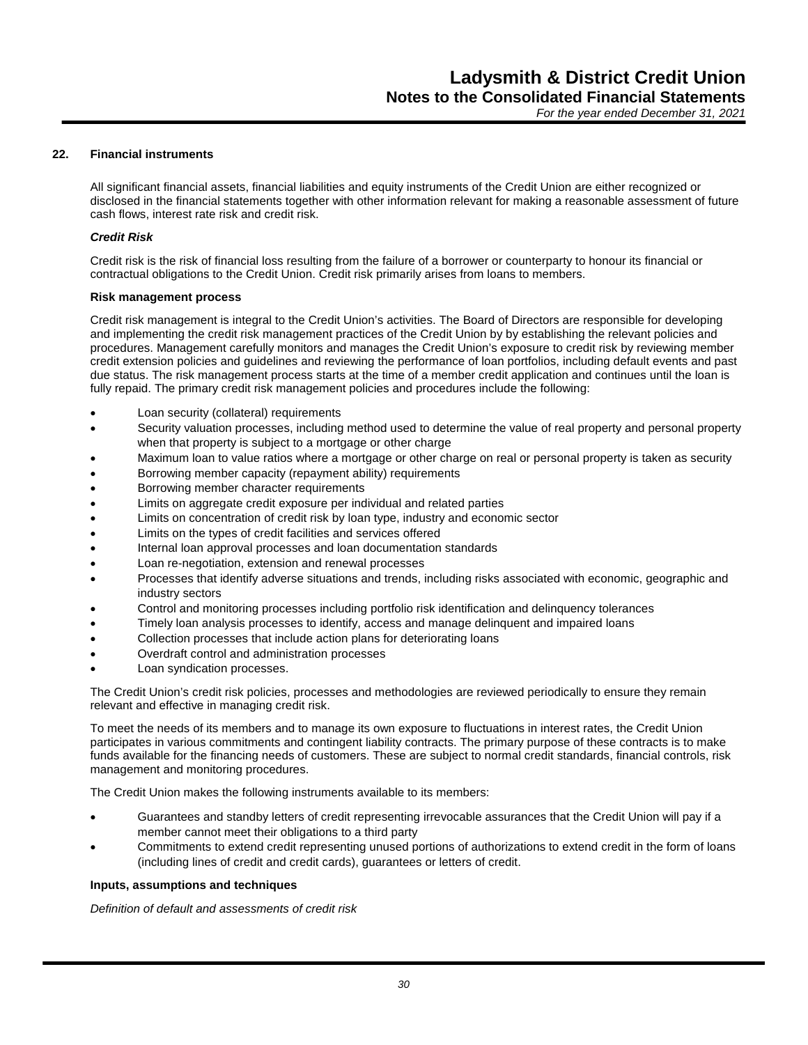## 22. Financial instruments

All significant financial assets, financial liabilities and equity instruments of the Credit Union are either recognized or disclosed in the financial statements together with other information relevant for making a reasonable assessment of future cash flows, interest rate risk and credit risk.

### *Credit Risk*

Credit risk is the risk of financial loss resulting from the failure of a borrower or counterparty to honour its financial or contractual obligations to the Credit Union. Credit risk primarily arises from loans to members.

**Risk management process**

Credit risk management is integral to the Credit Union's activities. The Board of Directors are responsible for developing and implementing the credit risk management practices of the Credit Union by by establishing the relevant policies and procedures. Management carefully monitors and manages the Credit Union's exposure to credit risk by reviewing member credit extension policies and guidelines and reviewing the performance of loan portfolios, including default events and past due status. The risk management process starts at the time of a member credit application and continues until the loan is fully repaid. The primary credit risk management policies and procedures include the following:

- Loan security (collateral) requirements
- Security valuation processes, including method used to determine the value of real property and personal property when that property is subject to a mortgage or other charge
- Maximum loan to value ratios where a mortgage or other charge on real or personal property is taken as security
- Borrowing member capacity (repayment ability) requirements
- Borrowing member character requirements
- Limits on aggregate credit exposure per individual and related parties
- Limits on concentration of credit risk by loan type, industry and economic sector
- Limits on the types of credit facilities and services offered
- Internal loan approval processes and loan documentation standards
- Loan re-negotiation, extension and renewal processes
- Processes that identify adverse situations and trends, including risks associated with economic, geographic and industry sectors
- Control and monitoring processes including portfolio risk identification and delinquency tolerances
- Timely loan analysis processes to identify, access and manage delinquent and impaired loans
- Collection processes that include action plans for deteriorating loans
- Overdraft control and administration processes
- Loan syndication processes.

The Credit Union's credit risk policies, processes and methodologies are reviewed periodically to ensure they remain relevant and effective in managing credit risk.

To meet the needs of its members and to manage its own exposure to fluctuations in interest rates, the Credit Union participates in various commitments and contingent liability contracts. The primary purpose of these contracts is to make funds available for the financing needs of customers. These are subject to normal credit standards, financial controls, risk management and monitoring procedures.

The Credit Union makes the following instruments available to its members:

- Guarantees and standby letters of credit representing irrevocable assurances that the Credit Union will pay if a member cannot meet their obligations to a third party
- Commitments to extend credit representing unused portions of authorizations to extend credit in the form of loans (including lines of credit and credit cards), guarantees or letters of credit.

**Inputs, assumptions and techniques**

*Definition of default and assessments of credit risk*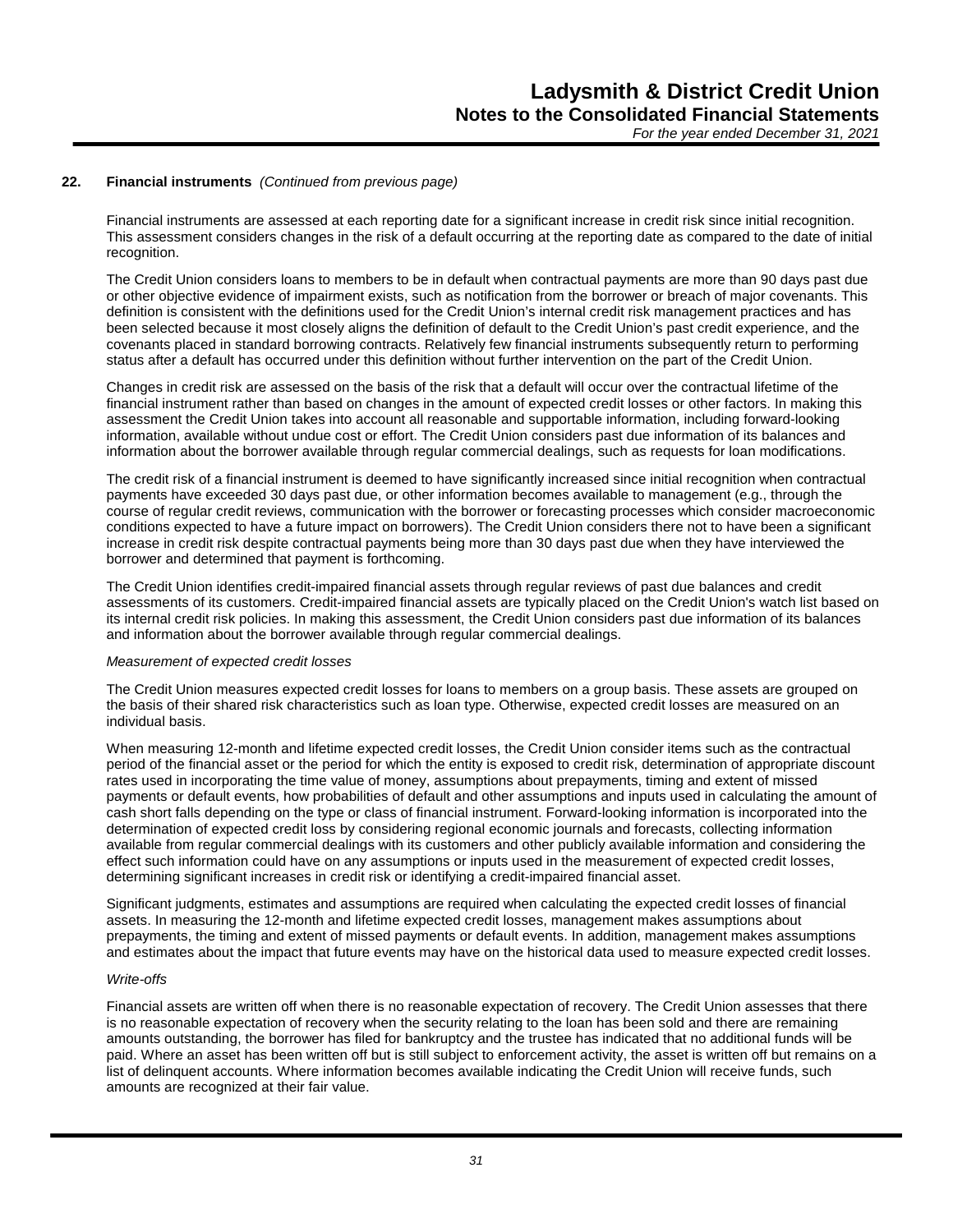## 22. Financial instruments *(Continued from previous page)*

Financial instruments are assessed at each reporting date for a significant increase in credit risk since initial recognition. This assessment considers changes in the risk of a default occurring at the reporting date as compared to the date of initial recognition.

The Credit Union considers loans to members to be in default when contractual payments are more than 90 days past due or other objective evidence of impairment exists, such as notification from the borrower or breach of major covenants. This definition is consistent with the definitions used for the Credit Union's internal credit risk management practices and has been selected because it most closely aligns the definition of default to the Credit Union's past credit experience, and the covenants placed in standard borrowing contracts. Relatively few financial instruments subsequently return to performing status after a default has occurred under this definition without further intervention on the part of the Credit Union.

Changes in credit risk are assessed on the basis of the risk that a default will occur over the contractual lifetime of the financial instrument rather than based on changes in the amount of expected credit losses or other factors. In making this assessment the Credit Union takes into account all reasonable and supportable information, including forward-looking information, available without undue cost or effort. The Credit Union considers past due information of its balances and information about the borrower available through regular commercial dealings, such as requests for loan modifications.

The credit risk of a financial instrument is deemed to have significantly increased since initial recognition when contractual payments have exceeded 30 days past due, or other information becomes available to management (e.g., through the course of regular credit reviews, communication with the borrower or forecasting processes which consider macroeconomic conditions expected to have a future impact on borrowers). The Credit Union considers there not to have been a significant increase in credit risk despite contractual payments being more than 30 days past due when they have interviewed the borrower and determined that payment is forthcoming.

The Credit Union identifies credit-impaired financial assets through regular reviews of past due balances and credit assessments of its customers. Credit-impaired financial assets are typically placed on the Credit Union's watch list based on its internal credit risk policies. In making this assessment, the Credit Union considers past due information of its balances and information about the borrower available through regular commercial dealings.

*Measurement of expected credit losses*

The Credit Union measures expected credit losses for loans to members on a group basis. These assets are grouped on the basis of their shared risk characteristics such as loan type. Otherwise, expected credit losses are measured on an individual basis.

When measuring 12-month and lifetime expected credit losses, the Credit Union consider items such as the contractual period of the financial asset or the period for which the entity is exposed to credit risk, determination of appropriate discount rates used in incorporating the time value of money, assumptions about prepayments, timing and extent of missed payments or default events, how probabilities of default and other assumptions and inputs used in calculating the amount of cash short falls depending on the type or class of financial instrument. Forward-looking information is incorporated into the determination of expected credit loss by considering regional economic journals and forecasts, collecting information available from regular commercial dealings with its customers and other publicly available information and considering the effect such information could have on any assumptions or inputs used in the measurement of expected credit losses, determining significant increases in credit risk or identifying a credit-impaired financial asset.

Significant judgments, estimates and assumptions are required when calculating the expected credit losses of financial assets. In measuring the 12-month and lifetime expected credit losses, management makes assumptions about prepayments, the timing and extent of missed payments or default events. In addition, management makes assumptions and estimates about the impact that future events may have on the historical data used to measure expected credit losses.

*Write-offs*

Financial assets are written off when there is no reasonable expectation of recovery. The Credit Union assesses that there is no reasonable expectation of recovery when the security relating to the loan has been sold and there are remaining amounts outstanding, the borrower has filed for bankruptcy and the trustee has indicated that no additional funds will be paid. Where an asset has been written off but is still subject to enforcement activity, the asset is written off but remains on a list of delinquent accounts. Where information becomes available indicating the Credit Union will receive funds, such amounts are recognized at their fair value.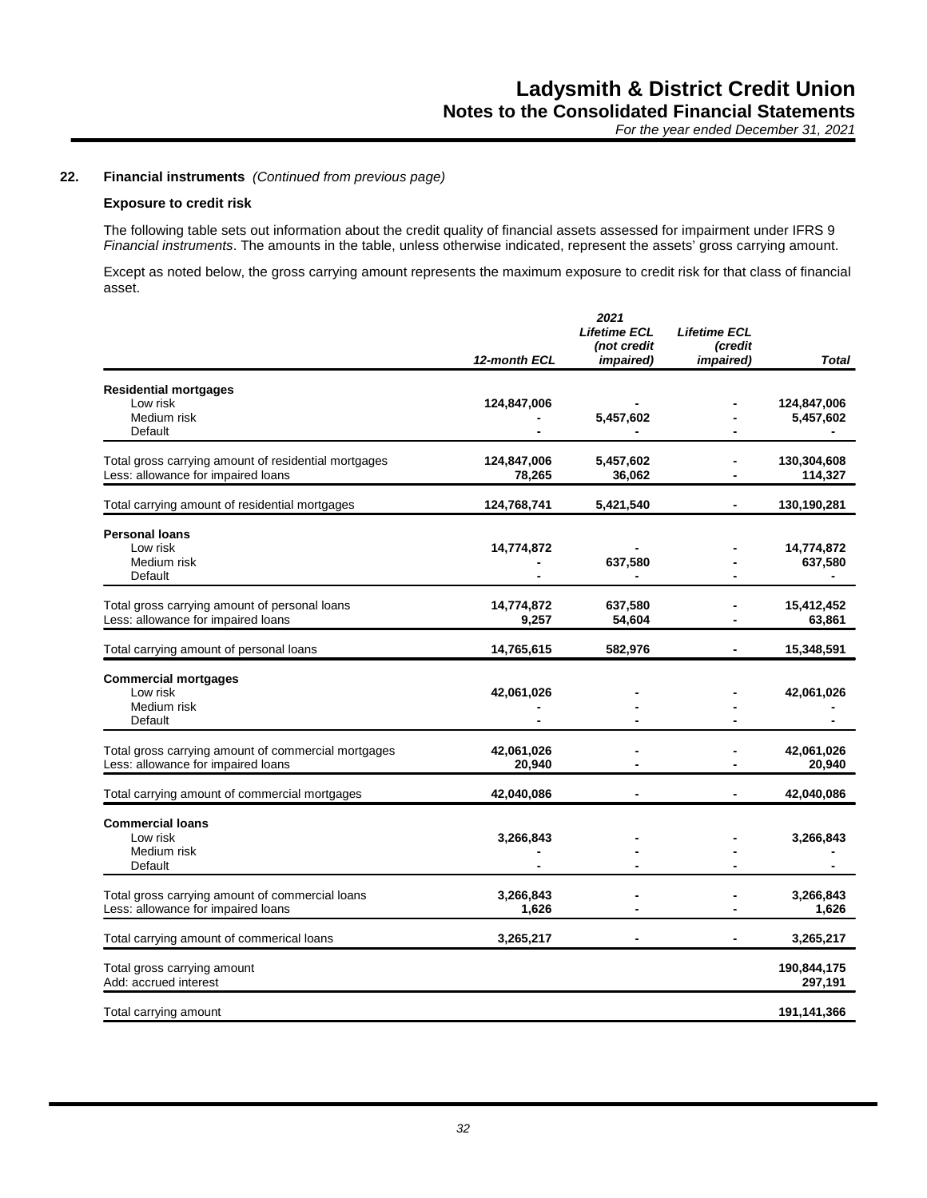## 22. Financial instruments *(Continued from previous page)*

### Exposure to credit risk

The following table sets out information about the credit quality of financial assets assessed for impairment under IFRS 9 *Financial instruments*. The amounts in the table, unless otherwise indicated, represent the assets' gross carrying amount.

Except as noted below, the gross carrying amount represents the maximum exposure to credit risk for that class of financial asset.

| | *12-month ECL* | *2021 Lifetime ECL (not credit impaired)* | *Lifetime ECL (credit impaired)* | *Total* |
|---|---|---|---|---|
| **Residential mortgages** | | | | |
| Low risk | 124,847,006 | - | - | 124,847,006 |
| Medium risk | - | 5,457,602 | - | 5,457,602 |
| Default | - | - | - | - |
| Total gross carrying amount of residential mortgages | 124,847,006 | 5,457,602 | - | 130,304,608 |
| Less: allowance for impaired loans | 78,265 | 36,062 | - | 114,327 |
| Total carrying amount of residential mortgages | 124,768,741 | 5,421,540 | - | 130,190,281 |
| **Personal loans** | | | | |
| Low risk | 14,774,872 | - | - | 14,774,872 |
| Medium risk | - | 637,580 | - | 637,580 |
| Default | - | - | - | - |
| Total gross carrying amount of personal loans | 14,774,872 | 637,580 | - | 15,412,452 |
| Less: allowance for impaired loans | 9,257 | 54,604 | - | 63,861 |
| Total carrying amount of personal loans | 14,765,615 | 582,976 | - | 15,348,591 |
| **Commercial mortgages** | | | | |
| Low risk | 42,061,026 | - | - | 42,061,026 |
| Medium risk | - | - | - | - |
| Default | - | - | - | - |
| Total gross carrying amount of commercial mortgages | 42,061,026 | - | - | 42,061,026 |
| Less: allowance for impaired loans | 20,940 | - | - | 20,940 |
| Total carrying amount of commercial mortgages | 42,040,086 | - | - | 42,040,086 |
| **Commercial loans** | | | | |
| Low risk | 3,266,843 | - | - | 3,266,843 |
| Medium risk | - | - | - | - |
| Default | - | - | - | - |
| Total gross carrying amount of commercial loans | 3,266,843 | - | - | 3,266,843 |
| Less: allowance for impaired loans | 1,626 | - | - | 1,626 |
| Total carrying amount of commerical loans | 3,265,217 | - | - | 3,265,217 |
| Total gross carrying amount | | | | 190,844,175 |
| Add: accrued interest | | | | 297,191 |
| Total carrying amount | | | | 191,141,366 |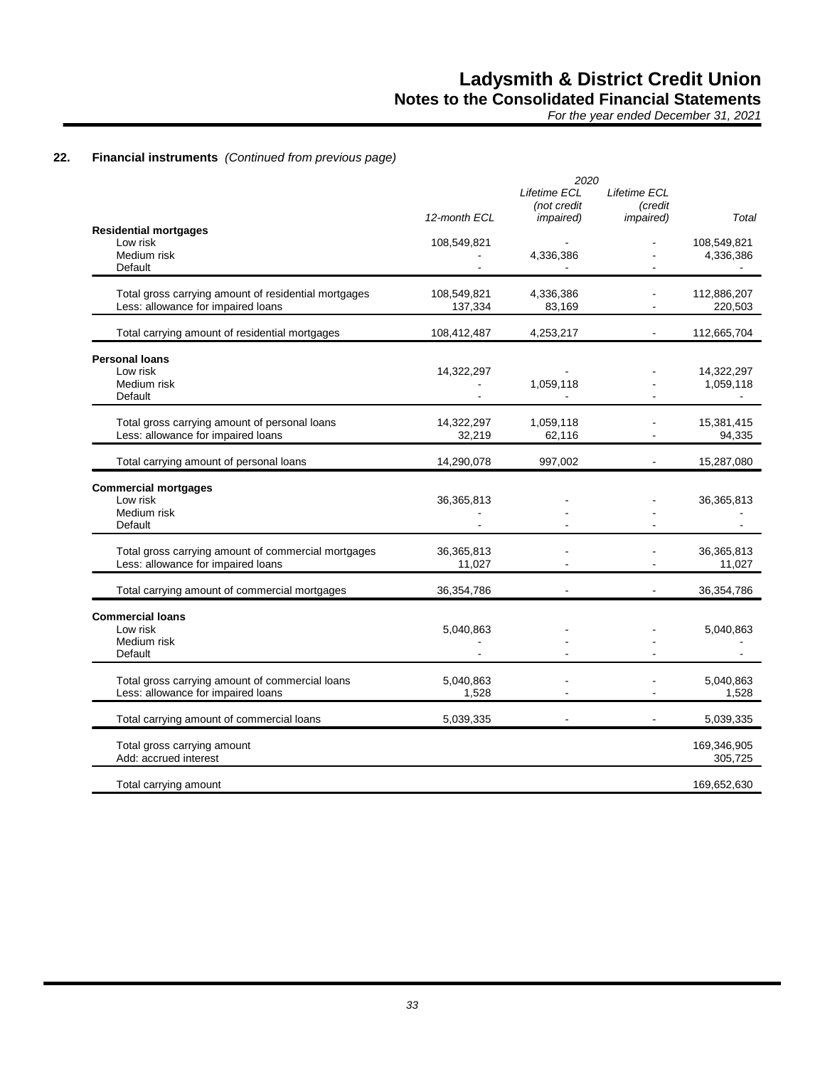## 22. Financial instruments *(Continued from previous page)*

| | 2020 | | | |
|---|---|---|---|---|
| | *12-month ECL* | *Lifetime ECL (not credit impaired)* | *Lifetime ECL (credit impaired)* | *Total* |
| **Residential mortgages** | | | | |
| Low risk | 108,549,821 | - | - | 108,549,821 |
| Medium risk | - | 4,336,386 | - | 4,336,386 |
| Default | - | - | - | - |
| Total gross carrying amount of residential mortgages | 108,549,821 | 4,336,386 | - | 112,886,207 |
| Less: allowance for impaired loans | 137,334 | 83,169 | - | 220,503 |
| Total carrying amount of residential mortgages | 108,412,487 | 4,253,217 | - | 112,665,704 |
| **Personal loans** | | | | |
| Low risk | 14,322,297 | - | - | 14,322,297 |
| Medium risk | - | 1,059,118 | - | 1,059,118 |
| Default | - | - | - | - |
| Total gross carrying amount of personal loans | 14,322,297 | 1,059,118 | - | 15,381,415 |
| Less: allowance for impaired loans | 32,219 | 62,116 | - | 94,335 |
| Total carrying amount of personal loans | 14,290,078 | 997,002 | - | 15,287,080 |
| **Commercial mortgages** | | | | |
| Low risk | 36,365,813 | - | - | 36,365,813 |
| Medium risk | - | - | - | - |
| Default | - | - | - | - |
| Total gross carrying amount of commercial mortgages | 36,365,813 | - | - | 36,365,813 |
| Less: allowance for impaired loans | 11,027 | - | - | 11,027 |
| Total carrying amount of commercial mortgages | 36,354,786 | - | - | 36,354,786 |
| **Commercial loans** | | | | |
| Low risk | 5,040,863 | - | - | 5,040,863 |
| Medium risk | - | - | - | - |
| Default | - | - | - | - |
| Total gross carrying amount of commercial loans | 5,040,863 | - | - | 5,040,863 |
| Less: allowance for impaired loans | 1,528 | - | - | 1,528 |
| Total carrying amount of commercial loans | 5,039,335 | - | - | 5,039,335 |
| Total gross carrying amount | | | | 169,346,905 |
| Add: accrued interest | | | | 305,725 |
| Total carrying amount | | | | 169,652,630 |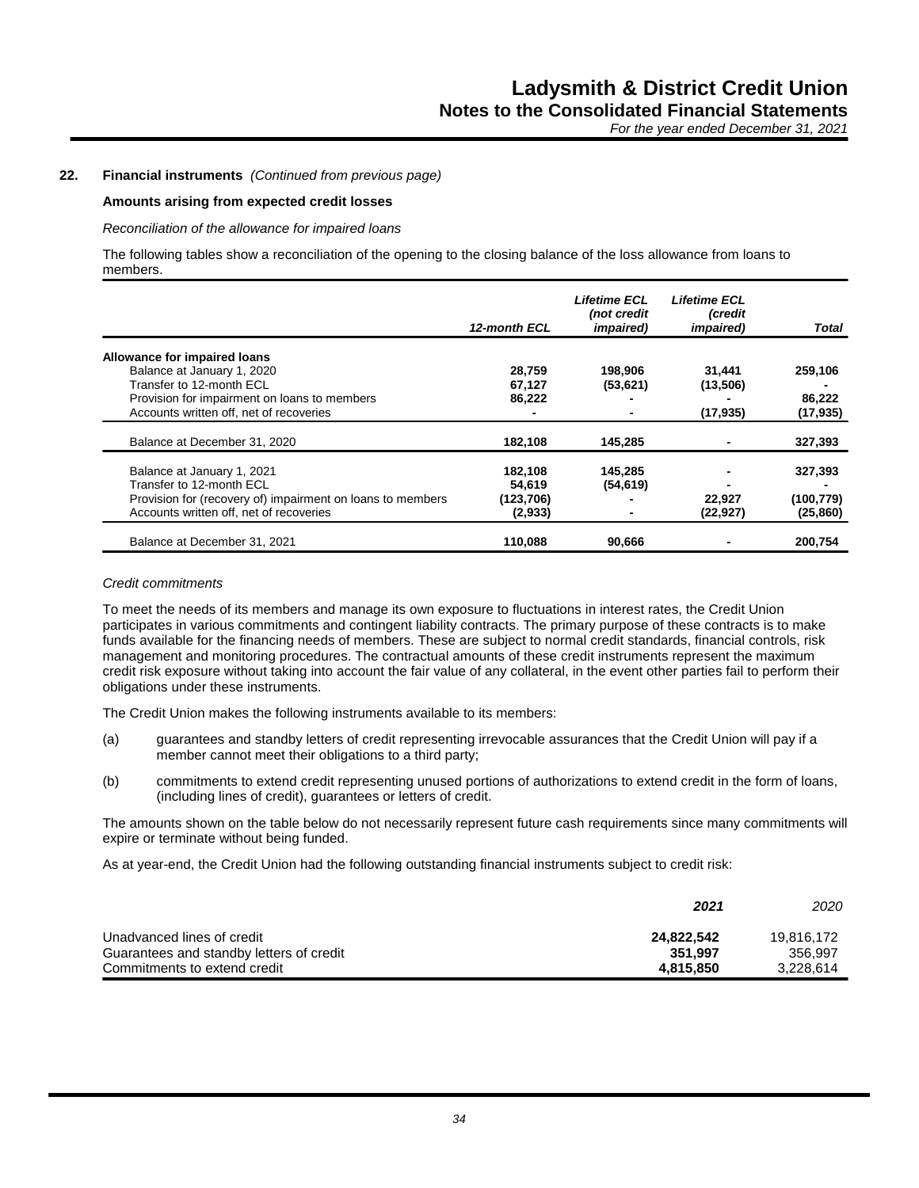**22. Financial instruments** *(Continued from previous page)*

**Amounts arising from expected credit losses**

*Reconciliation of the allowance for impaired loans*

The following tables show a reconciliation of the opening to the closing balance of the loss allowance from loans to members.

| | *12-month ECL* | *Lifetime ECL (not credit impaired)* | *Lifetime ECL (credit impaired)* | *Total* |
|---|---|---|---|---|
| **Allowance for impaired loans** | | | | |
| Balance at January 1, 2020 | **28,759** | **198,906** | **31,441** | **259,106** |
| Transfer to 12-month ECL | **67,127** | **(53,621)** | **(13,506)** | **-** |
| Provision for impairment on loans to members | **86,222** | **-** | **-** | **86,222** |
| Accounts written off, net of recoveries | **-** | **-** | **(17,935)** | **(17,935)** |
| Balance at December 31, 2020 | **182,108** | **145,285** | **-** | **327,393** |
| Balance at January 1, 2021 | **182,108** | **145,285** | **-** | **327,393** |
| Transfer to 12-month ECL | **54,619** | **(54,619)** | **-** | **-** |
| Provision for (recovery of) impairment on loans to members | **(123,706)** | **-** | **22,927** | **(100,779)** |
| Accounts written off, net of recoveries | **(2,933)** | **-** | **(22,927)** | **(25,860)** |
| Balance at December 31, 2021 | **110,088** | **90,666** | **-** | **200,754** |

*Credit commitments*

To meet the needs of its members and manage its own exposure to fluctuations in interest rates, the Credit Union participates in various commitments and contingent liability contracts. The primary purpose of these contracts is to make funds available for the financing needs of members. These are subject to normal credit standards, financial controls, risk management and monitoring procedures. The contractual amounts of these credit instruments represent the maximum credit risk exposure without taking into account the fair value of any collateral, in the event other parties fail to perform their obligations under these instruments.

The Credit Union makes the following instruments available to its members:

(a) guarantees and standby letters of credit representing irrevocable assurances that the Credit Union will pay if a member cannot meet their obligations to a third party;

(b) commitments to extend credit representing unused portions of authorizations to extend credit in the form of loans, (including lines of credit), guarantees or letters of credit.

The amounts shown on the table below do not necessarily represent future cash requirements since many commitments will expire or terminate without being funded.

As at year-end, the Credit Union had the following outstanding financial instruments subject to credit risk:

| | ***2021*** | *2020* |
|---|---|---|
| Unadvanced lines of credit | **24,822,542** | 19,816,172 |
| Guarantees and standby letters of credit | **351,997** | 356,997 |
| Commitments to extend credit | **4,815,850** | 3,228,614 |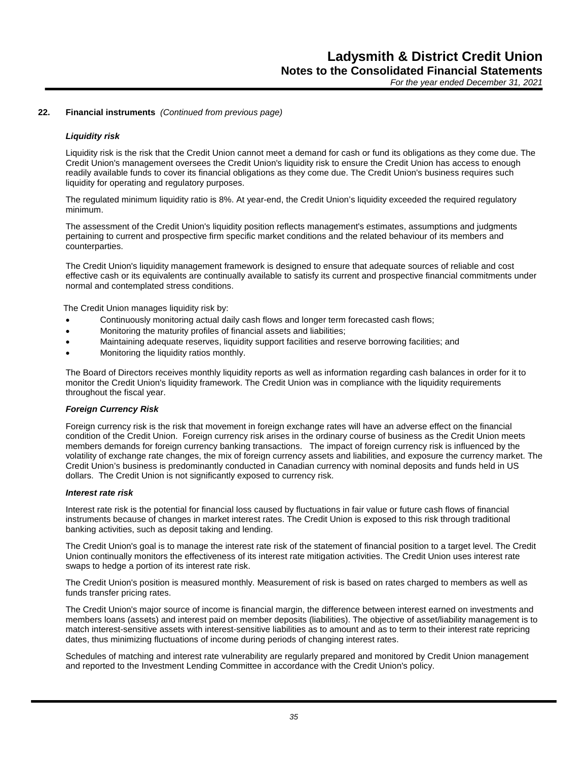## 22. Financial instruments *(Continued from previous page)*

### *Liquidity risk*

Liquidity risk is the risk that the Credit Union cannot meet a demand for cash or fund its obligations as they come due. The Credit Union's management oversees the Credit Union's liquidity risk to ensure the Credit Union has access to enough readily available funds to cover its financial obligations as they come due. The Credit Union's business requires such liquidity for operating and regulatory purposes.

The regulated minimum liquidity ratio is 8%. At year-end, the Credit Union's liquidity exceeded the required regulatory minimum.

The assessment of the Credit Union's liquidity position reflects management's estimates, assumptions and judgments pertaining to current and prospective firm specific market conditions and the related behaviour of its members and counterparties.

The Credit Union's liquidity management framework is designed to ensure that adequate sources of reliable and cost effective cash or its equivalents are continually available to satisfy its current and prospective financial commitments under normal and contemplated stress conditions.

The Credit Union manages liquidity risk by:

- Continuously monitoring actual daily cash flows and longer term forecasted cash flows;
- Monitoring the maturity profiles of financial assets and liabilities;
- Maintaining adequate reserves, liquidity support facilities and reserve borrowing facilities; and
- Monitoring the liquidity ratios monthly.

The Board of Directors receives monthly liquidity reports as well as information regarding cash balances in order for it to monitor the Credit Union's liquidity framework. The Credit Union was in compliance with the liquidity requirements throughout the fiscal year.

### *Foreign Currency Risk*

Foreign currency risk is the risk that movement in foreign exchange rates will have an adverse effect on the financial condition of the Credit Union. Foreign currency risk arises in the ordinary course of business as the Credit Union meets members demands for foreign currency banking transactions. The impact of foreign currency risk is influenced by the volatility of exchange rate changes, the mix of foreign currency assets and liabilities, and exposure the currency market. The Credit Union's business is predominantly conducted in Canadian currency with nominal deposits and funds held in US dollars. The Credit Union is not significantly exposed to currency risk.

### *Interest rate risk*

Interest rate risk is the potential for financial loss caused by fluctuations in fair value or future cash flows of financial instruments because of changes in market interest rates. The Credit Union is exposed to this risk through traditional banking activities, such as deposit taking and lending.

The Credit Union's goal is to manage the interest rate risk of the statement of financial position to a target level. The Credit Union continually monitors the effectiveness of its interest rate mitigation activities. The Credit Union uses interest rate swaps to hedge a portion of its interest rate risk.

The Credit Union's position is measured monthly. Measurement of risk is based on rates charged to members as well as funds transfer pricing rates.

The Credit Union's major source of income is financial margin, the difference between interest earned on investments and members loans (assets) and interest paid on member deposits (liabilities). The objective of asset/liability management is to match interest-sensitive assets with interest-sensitive liabilities as to amount and as to term to their interest rate repricing dates, thus minimizing fluctuations of income during periods of changing interest rates.

Schedules of matching and interest rate vulnerability are regularly prepared and monitored by Credit Union management and reported to the Investment Lending Committee in accordance with the Credit Union's policy.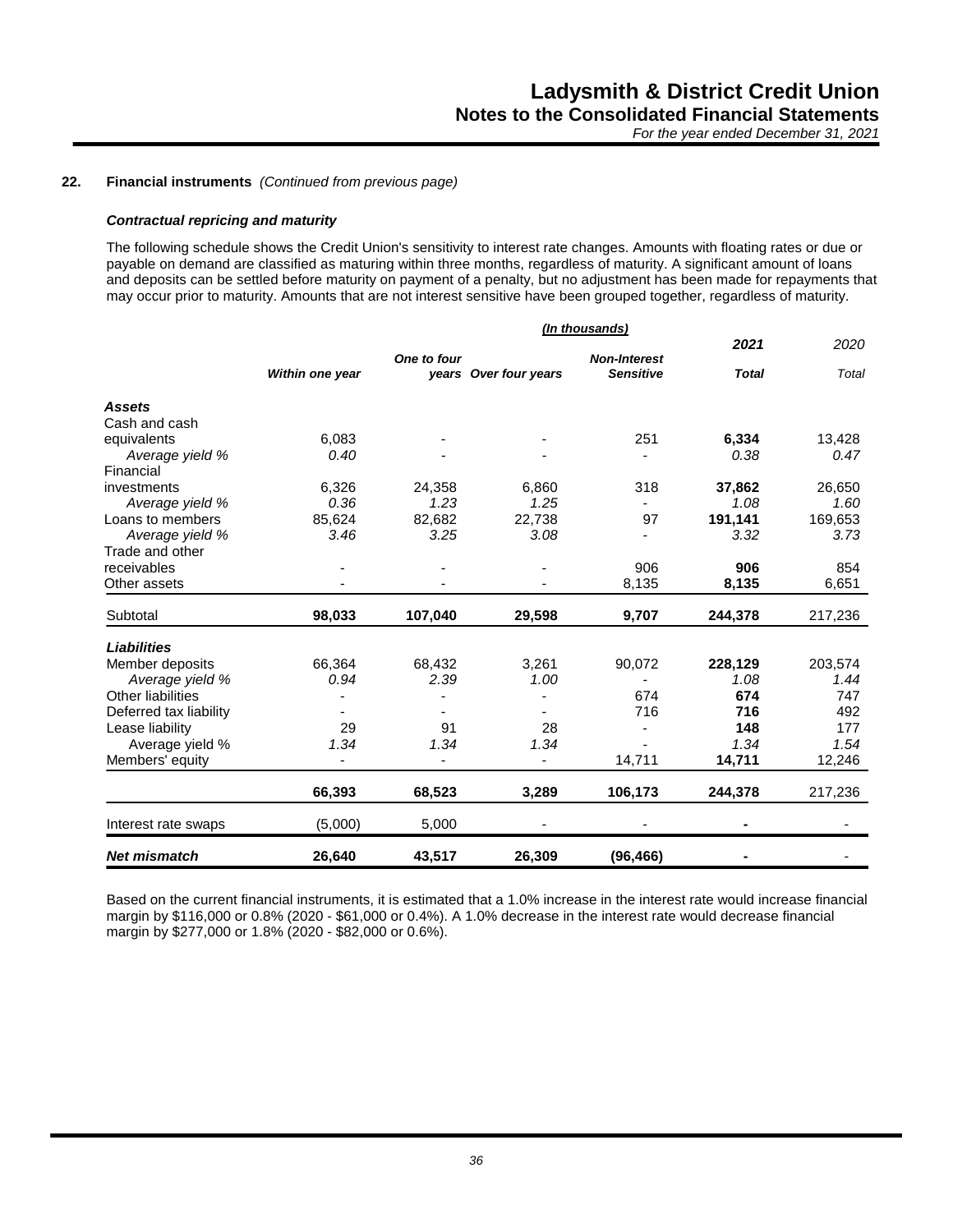## 22. Financial instruments *(Continued from previous page)*

### *Contractual repricing and maturity*

The following schedule shows the Credit Union's sensitivity to interest rate changes. Amounts with floating rates or due or payable on demand are classified as maturing within three months, regardless of maturity. A significant amount of loans and deposits can be settled before maturity on payment of a penalty, but no adjustment has been made for repayments that may occur prior to maturity. Amounts that are not interest sensitive have been grouped together, regardless of maturity.

| | *(In thousands)* | | | | | |
|---|---|---|---|---|---|---|
| | | | | | ***2021*** | *2020* |
| | ***Within one year*** | ***One to four years*** | ***Over four years*** | ***Non-Interest Sensitive*** | ***Total*** | *Total* |
| ***Assets*** | | | | | | |
| Cash and cash equivalents | 6,083 | - | - | 251 | **6,334** | 13,428 |
| *Average yield %* | *0.40* | - | - | - | *0.38* | *0.47* |
| Financial investments | 6,326 | 24,358 | 6,860 | 318 | **37,862** | 26,650 |
| *Average yield %* | *0.36* | *1.23* | *1.25* | - | *1.08* | *1.60* |
| Loans to members | 85,624 | 82,682 | 22,738 | 97 | **191,141** | 169,653 |
| *Average yield %* | *3.46* | *3.25* | *3.08* | - | *3.32* | *3.73* |
| Trade and other receivables | - | - | - | 906 | **906** | 854 |
| Other assets | - | - | - | 8,135 | **8,135** | 6,651 |
| Subtotal | **98,033** | **107,040** | **29,598** | **9,707** | **244,378** | 217,236 |
| ***Liabilities*** | | | | | | |
| Member deposits | 66,364 | 68,432 | 3,261 | 90,072 | **228,129** | 203,574 |
| *Average yield %* | *0.94* | *2.39* | *1.00* | - | *1.08* | *1.44* |
| Other liabilities | - | - | - | 674 | **674** | 747 |
| Deferred tax liability | - | - | - | 716 | **716** | 492 |
| Lease liability | 29 | 91 | 28 | - | **148** | 177 |
| Average yield % | *1.34* | *1.34* | *1.34* | - | *1.34* | *1.54* |
| Members' equity | - | - | - | 14,711 | **14,711** | 12,246 |
| | **66,393** | **68,523** | **3,289** | **106,173** | **244,378** | 217,236 |
| Interest rate swaps | (5,000) | 5,000 | - | - | **-** | - |
| ***Net mismatch*** | **26,640** | **43,517** | **26,309** | **(96,466)** | **-** | - |

Based on the current financial instruments, it is estimated that a 1.0% increase in the interest rate would increase financial margin by $116,000 or 0.8% (2020 - $61,000 or 0.4%). A 1.0% decrease in the interest rate would decrease financial margin by $277,000 or 1.8% (2020 - $82,000 or 0.6%).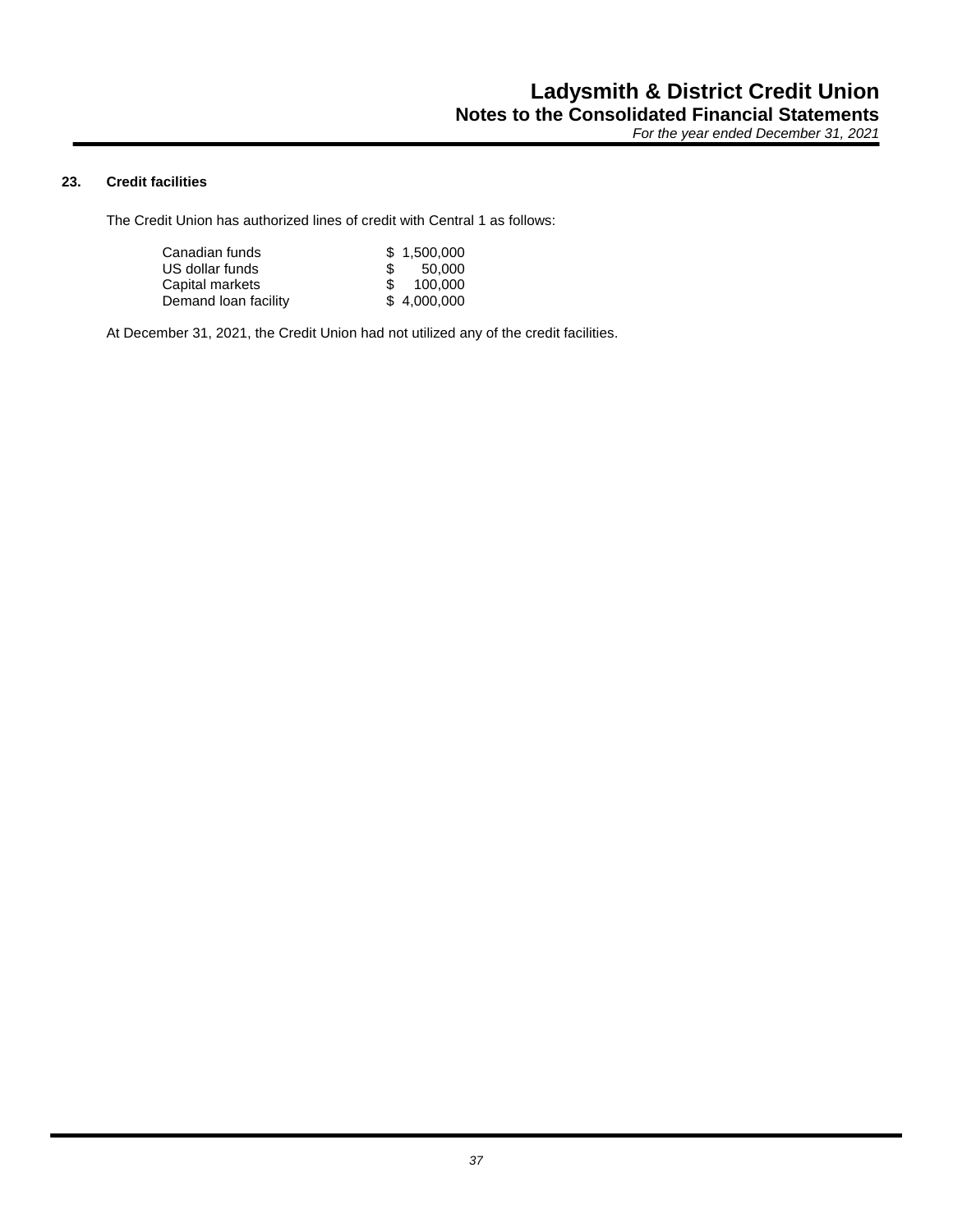## 23. Credit facilities

The Credit Union has authorized lines of credit with Central 1 as follows:

| | |
|---|---|
| Canadian funds | $ 1,500,000 |
| US dollar funds | $ 50,000 |
| Capital markets | $ 100,000 |
| Demand loan facility | $ 4,000,000 |

At December 31, 2021, the Credit Union had not utilized any of the credit facilities.